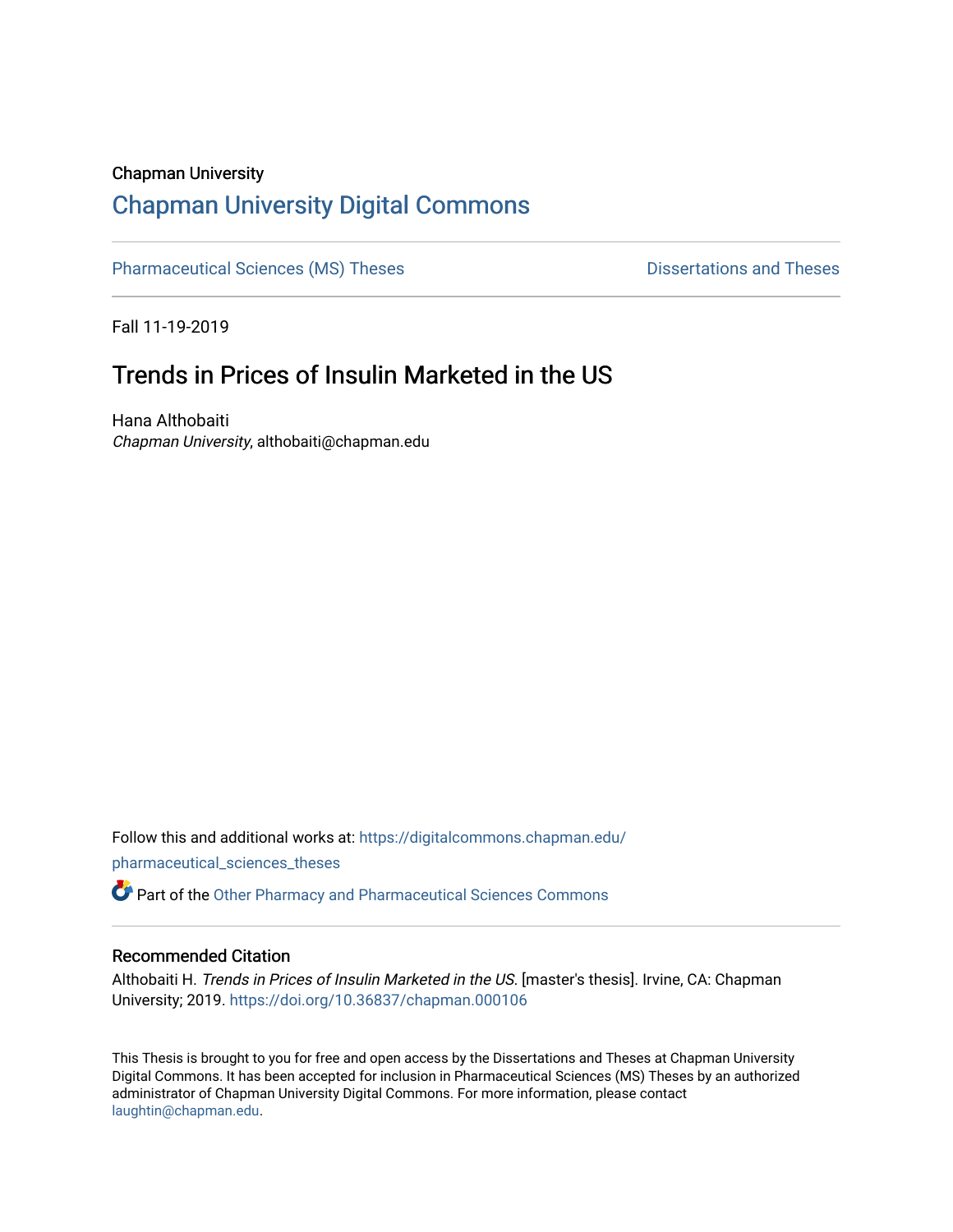Chapman University

# Chapman University Digital Commons

Pharmaceutical Sciences (MS) Theses | Dissertations and Theses

Fall 11-19-2019

## Trends in Prices of Insulin Marketed in the US

Hana Althobaiti
*Chapman University*, althobaiti@chapman.edu

Follow this and additional works at: https://digitalcommons.chapman.edu/pharmaceutical_sciences_theses

Part of the Other Pharmacy and Pharmaceutical Sciences Commons

### Recommended Citation

Althobaiti H. *Trends in Prices of Insulin Marketed in the US*. [master's thesis]. Irvine, CA: Chapman University; 2019. https://doi.org/10.36837/chapman.000106

This Thesis is brought to you for free and open access by the Dissertations and Theses at Chapman University Digital Commons. It has been accepted for inclusion in Pharmaceutical Sciences (MS) Theses by an authorized administrator of Chapman University Digital Commons. For more information, please contact laughtin@chapman.edu.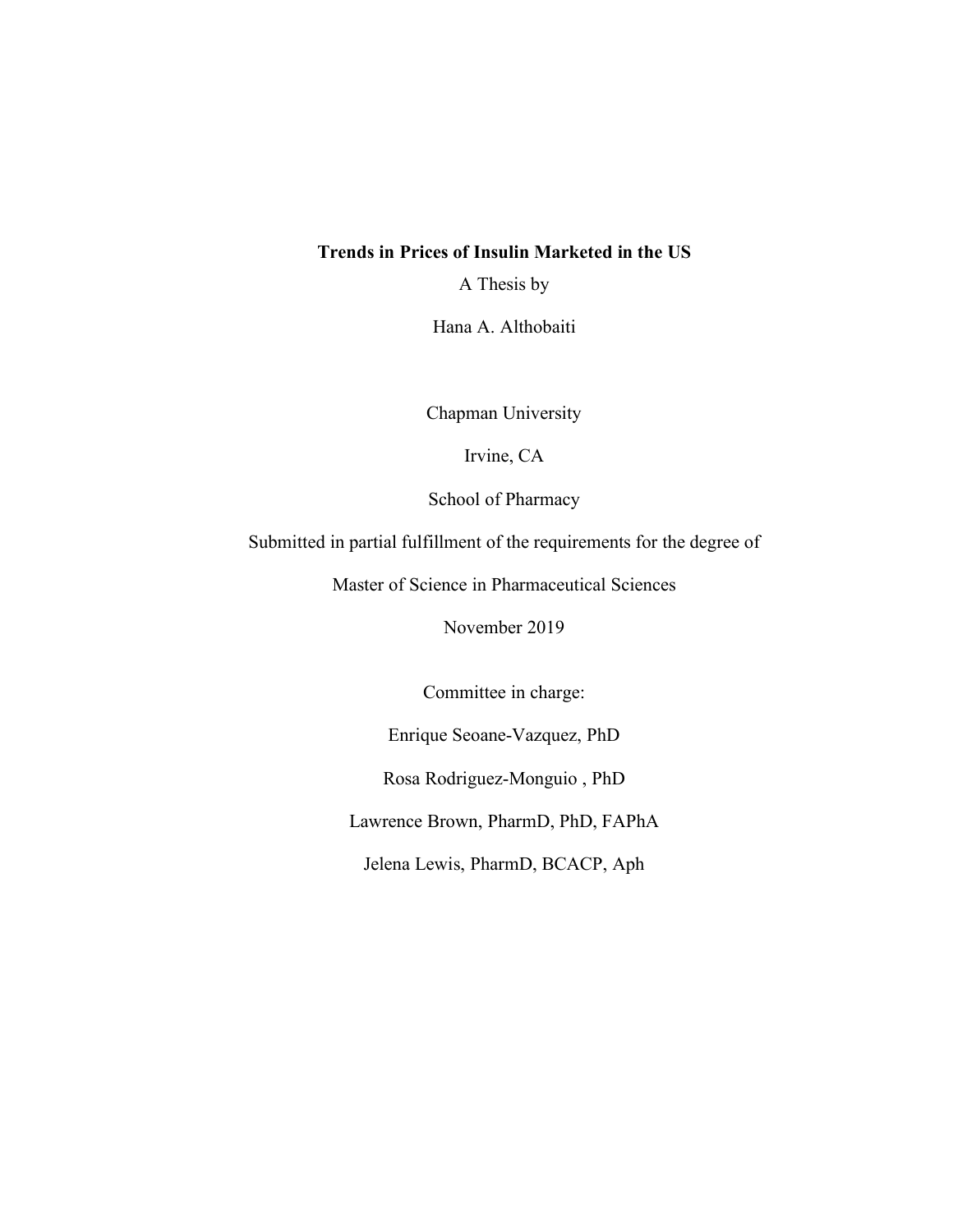**Trends in Prices of Insulin Marketed in the US**

A Thesis by

Hana A. Althobaiti

Chapman University

Irvine, CA

School of Pharmacy

Submitted in partial fulfillment of the requirements for the degree of

Master of Science in Pharmaceutical Sciences

November 2019

Committee in charge:

Enrique Seoane-Vazquez, PhD

Rosa Rodriguez-Monguio , PhD

Lawrence Brown, PharmD, PhD, FAPhA

Jelena Lewis, PharmD, BCACP, Aph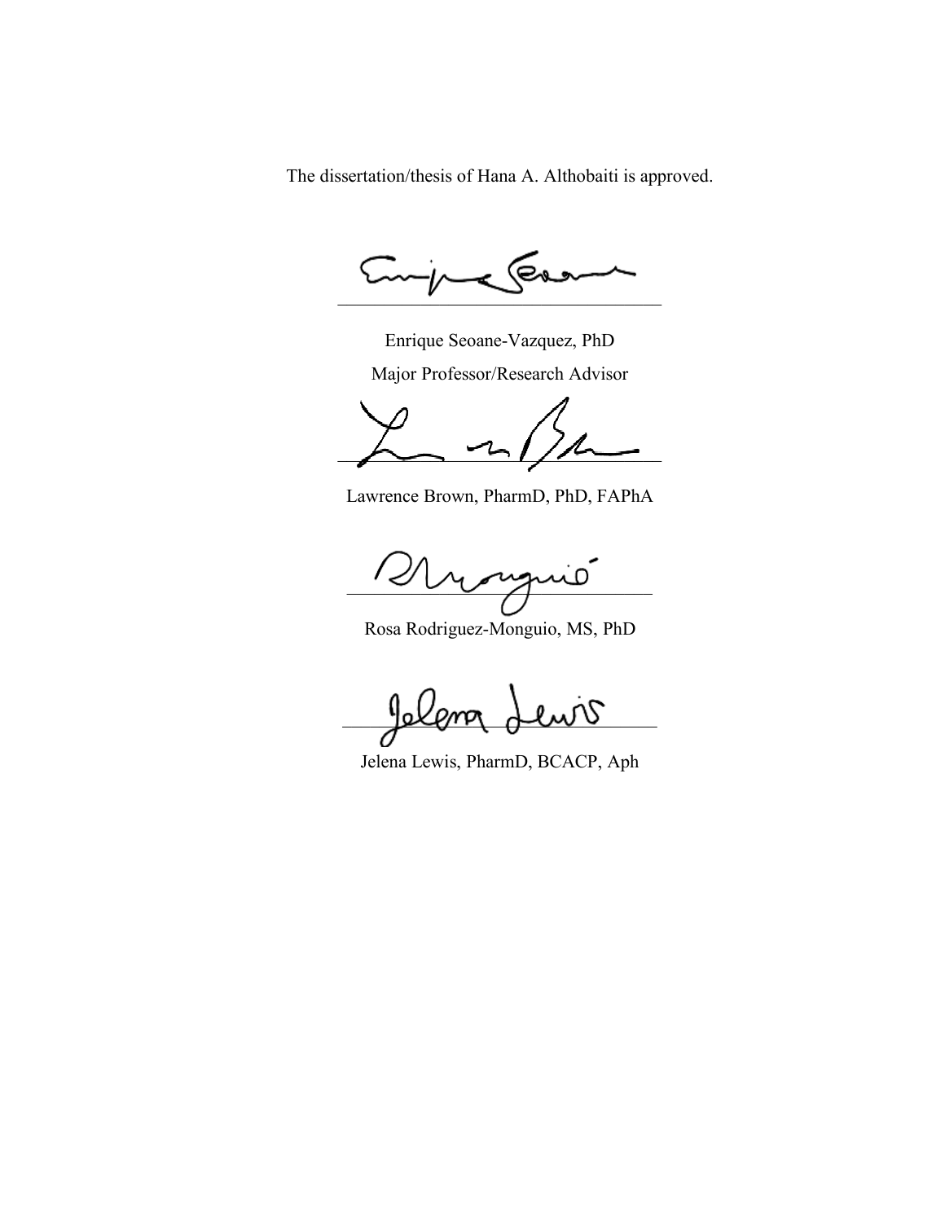The dissertation/thesis of Hana A. Althobaiti is approved.

---

Enrique Seoane-Vazquez, PhD

Major Professor/Research Advisor

---

Lawrence Brown, PharmD, PhD, FAPhA

---

Rosa Rodriguez-Monguio, MS, PhD

---

Jelena Lewis, PharmD, BCACP, Aph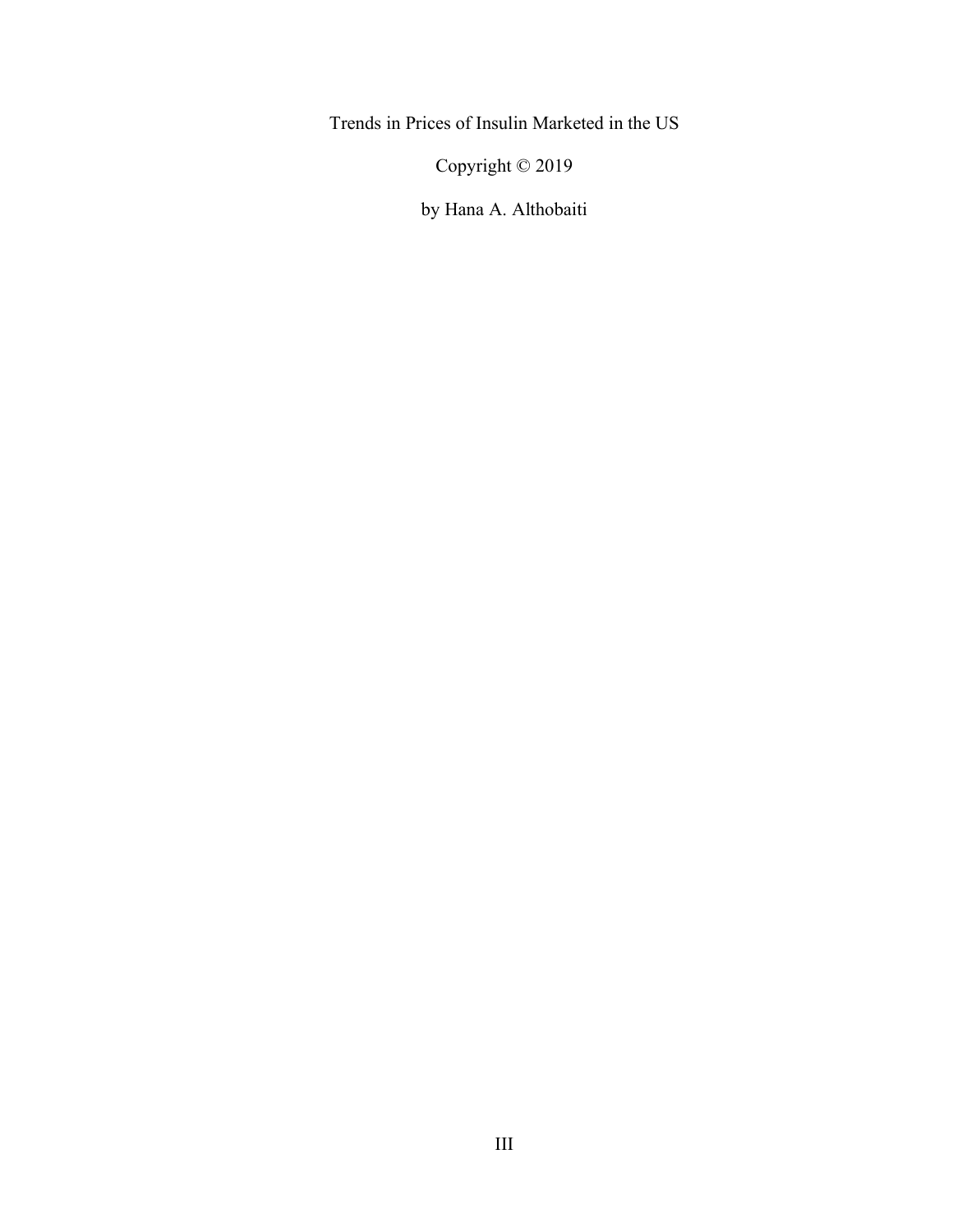Trends in Prices of Insulin Marketed in the US

Copyright © 2019

by Hana A. Althobaiti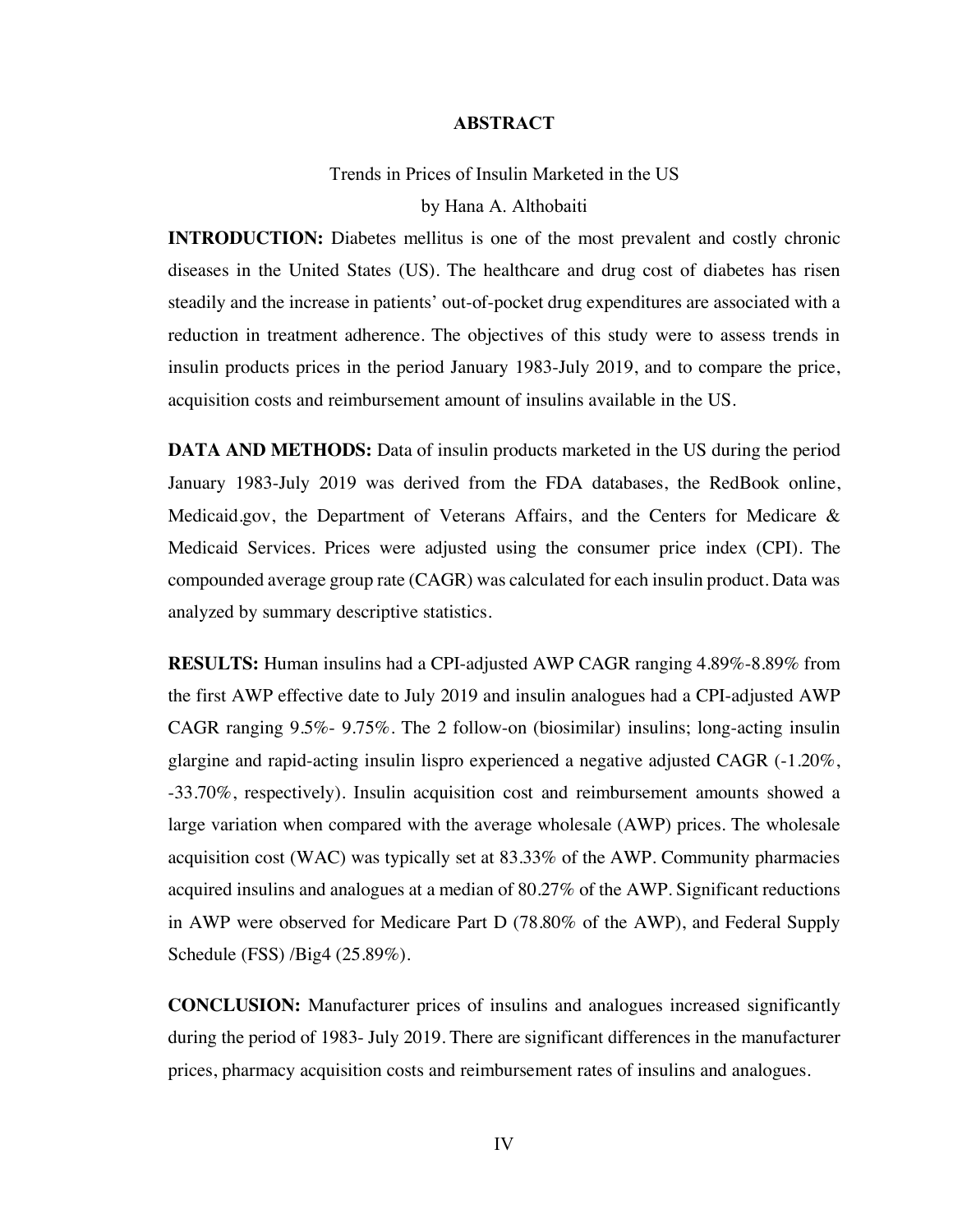# ABSTRACT

Trends in Prices of Insulin Marketed in the US

by Hana A. Althobaiti

**INTRODUCTION:** Diabetes mellitus is one of the most prevalent and costly chronic diseases in the United States (US). The healthcare and drug cost of diabetes has risen steadily and the increase in patients' out-of-pocket drug expenditures are associated with a reduction in treatment adherence. The objectives of this study were to assess trends in insulin products prices in the period January 1983-July 2019, and to compare the price, acquisition costs and reimbursement amount of insulins available in the US.

**DATA AND METHODS:** Data of insulin products marketed in the US during the period January 1983-July 2019 was derived from the FDA databases, the RedBook online, Medicaid.gov, the Department of Veterans Affairs, and the Centers for Medicare & Medicaid Services. Prices were adjusted using the consumer price index (CPI). The compounded average group rate (CAGR) was calculated for each insulin product. Data was analyzed by summary descriptive statistics.

**RESULTS:** Human insulins had a CPI-adjusted AWP CAGR ranging 4.89%-8.89% from the first AWP effective date to July 2019 and insulin analogues had a CPI-adjusted AWP CAGR ranging 9.5%- 9.75%. The 2 follow-on (biosimilar) insulins; long-acting insulin glargine and rapid-acting insulin lispro experienced a negative adjusted CAGR (-1.20%, -33.70%, respectively). Insulin acquisition cost and reimbursement amounts showed a large variation when compared with the average wholesale (AWP) prices. The wholesale acquisition cost (WAC) was typically set at 83.33% of the AWP. Community pharmacies acquired insulins and analogues at a median of 80.27% of the AWP. Significant reductions in AWP were observed for Medicare Part D (78.80% of the AWP), and Federal Supply Schedule (FSS) /Big4 (25.89%).

**CONCLUSION:** Manufacturer prices of insulins and analogues increased significantly during the period of 1983- July 2019. There are significant differences in the manufacturer prices, pharmacy acquisition costs and reimbursement rates of insulins and analogues.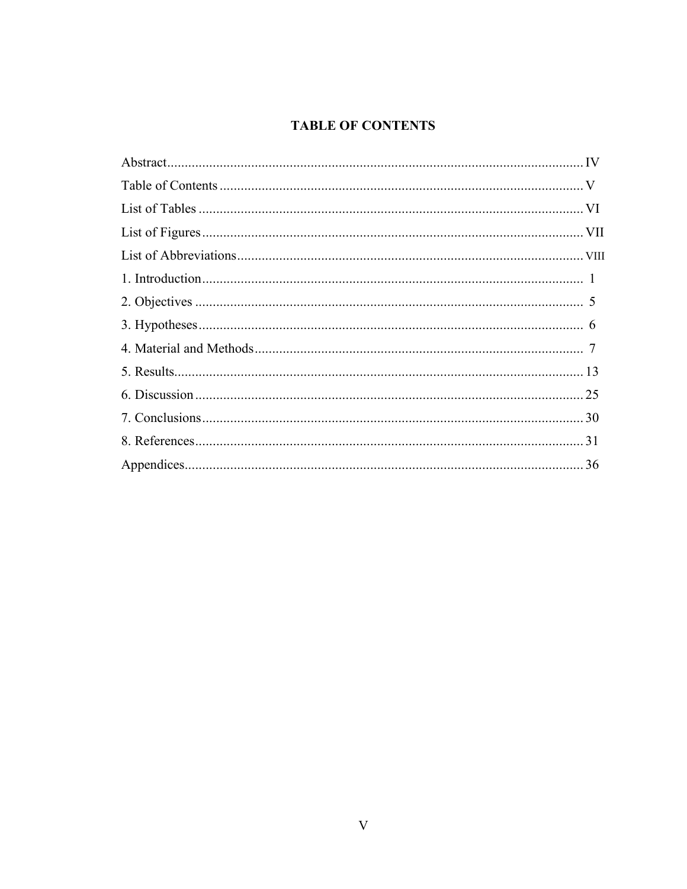# TABLE OF CONTENTS

Abstract.......................................................................................................... IV

Table of Contents ........................................................................................... V

List of Tables ................................................................................................. VI

List of Figures ............................................................................................... VII

List of Abbreviations .................................................................................... VIII

1. Introduction ................................................................................................. 1

2. Objectives .................................................................................................... 5

3. Hypotheses .................................................................................................. 6

4. Material and Methods .................................................................................. 7

5. Results ......................................................................................................... 13

6. Discussion ................................................................................................... 25

7. Conclusions ................................................................................................. 30

8. References ................................................................................................... 31

Appendices ...................................................................................................... 36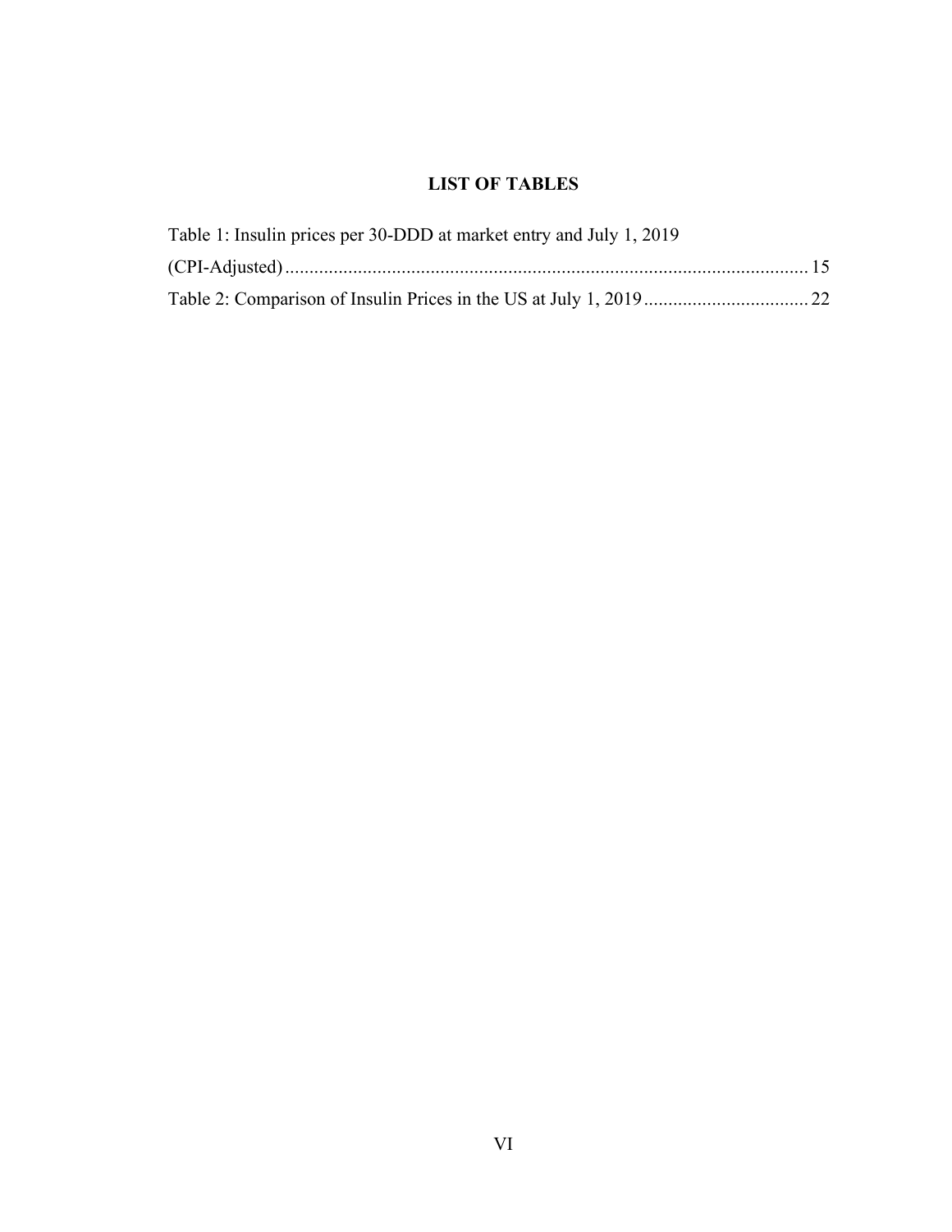# LIST OF TABLES

Table 1: Insulin prices per 30-DDD at market entry and July 1, 2019 (CPI-Adjusted) ............................................................................................................ 15

Table 2: Comparison of Insulin Prices in the US at July 1, 2019 .................................. 22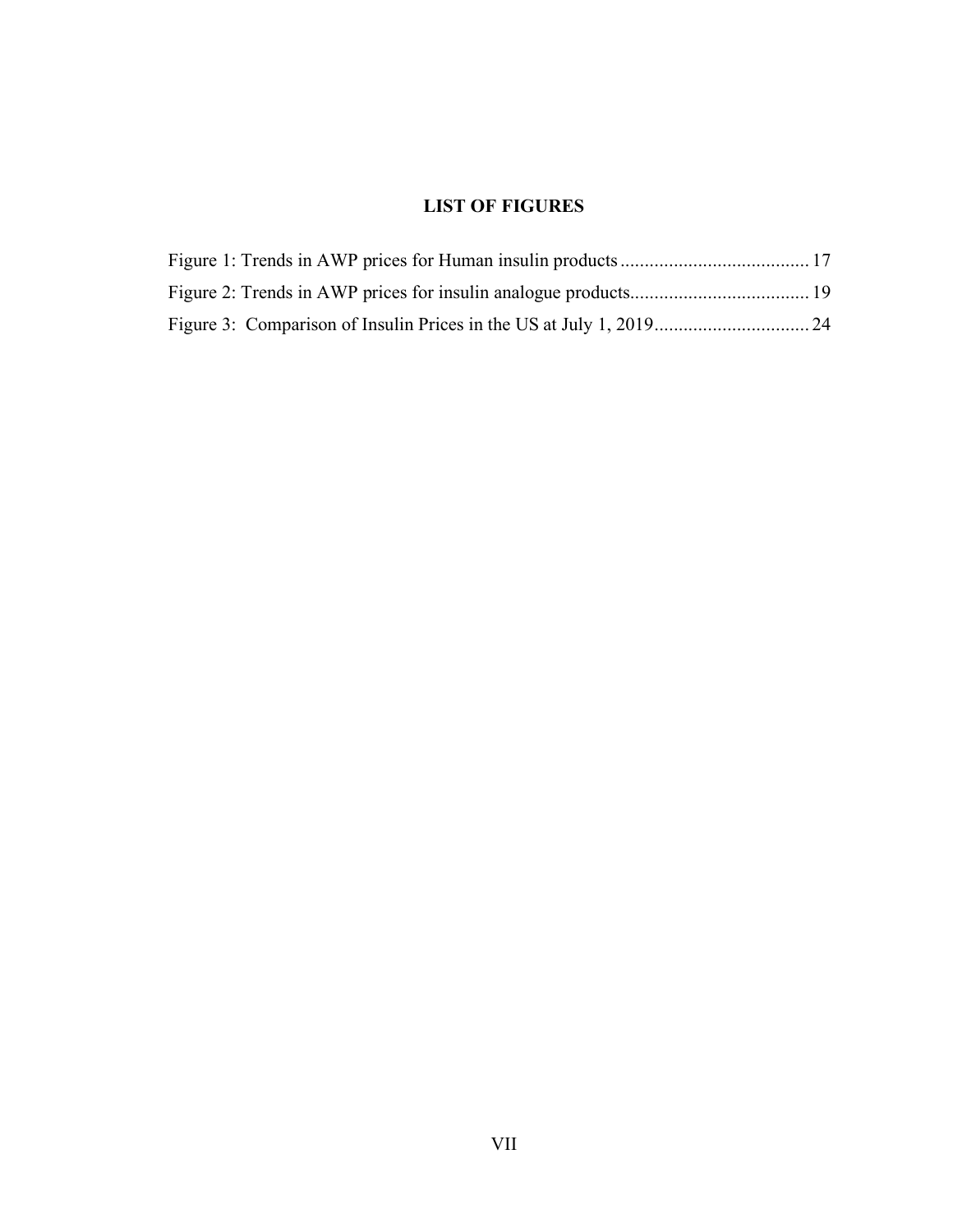## LIST OF FIGURES

Figure 1: Trends in AWP prices for Human insulin products ....................................... 17
Figure 2: Trends in AWP prices for insulin analogue products..................................... 19
Figure 3: Comparison of Insulin Prices in the US at July 1, 2019................................ 24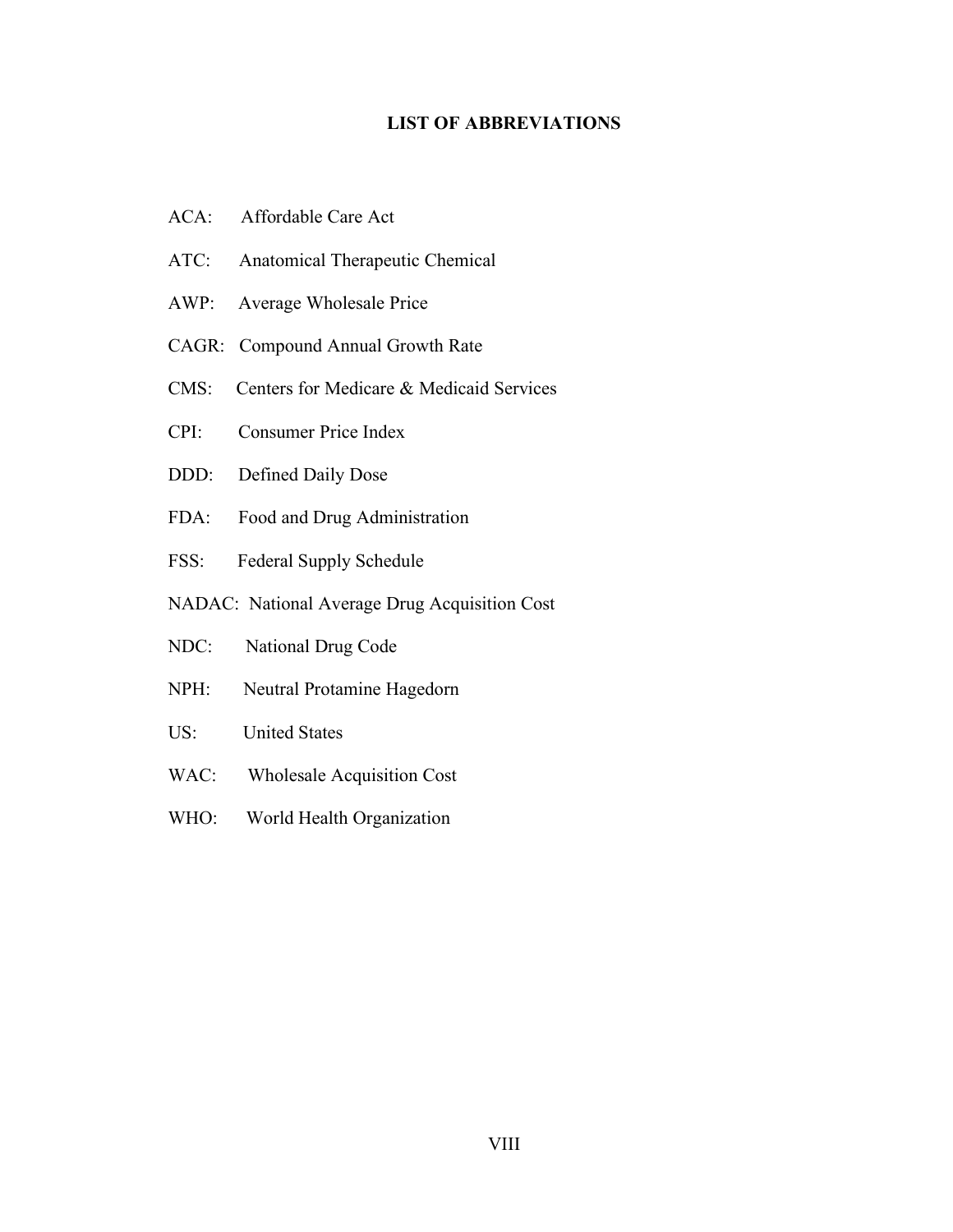# LIST OF ABBREVIATIONS

ACA: Affordable Care Act

ATC: Anatomical Therapeutic Chemical

AWP: Average Wholesale Price

CAGR: Compound Annual Growth Rate

CMS: Centers for Medicare & Medicaid Services

CPI: Consumer Price Index

DDD: Defined Daily Dose

FDA: Food and Drug Administration

FSS: Federal Supply Schedule

NADAC: National Average Drug Acquisition Cost

NDC: National Drug Code

NPH: Neutral Protamine Hagedorn

US: United States

WAC: Wholesale Acquisition Cost

WHO: World Health Organization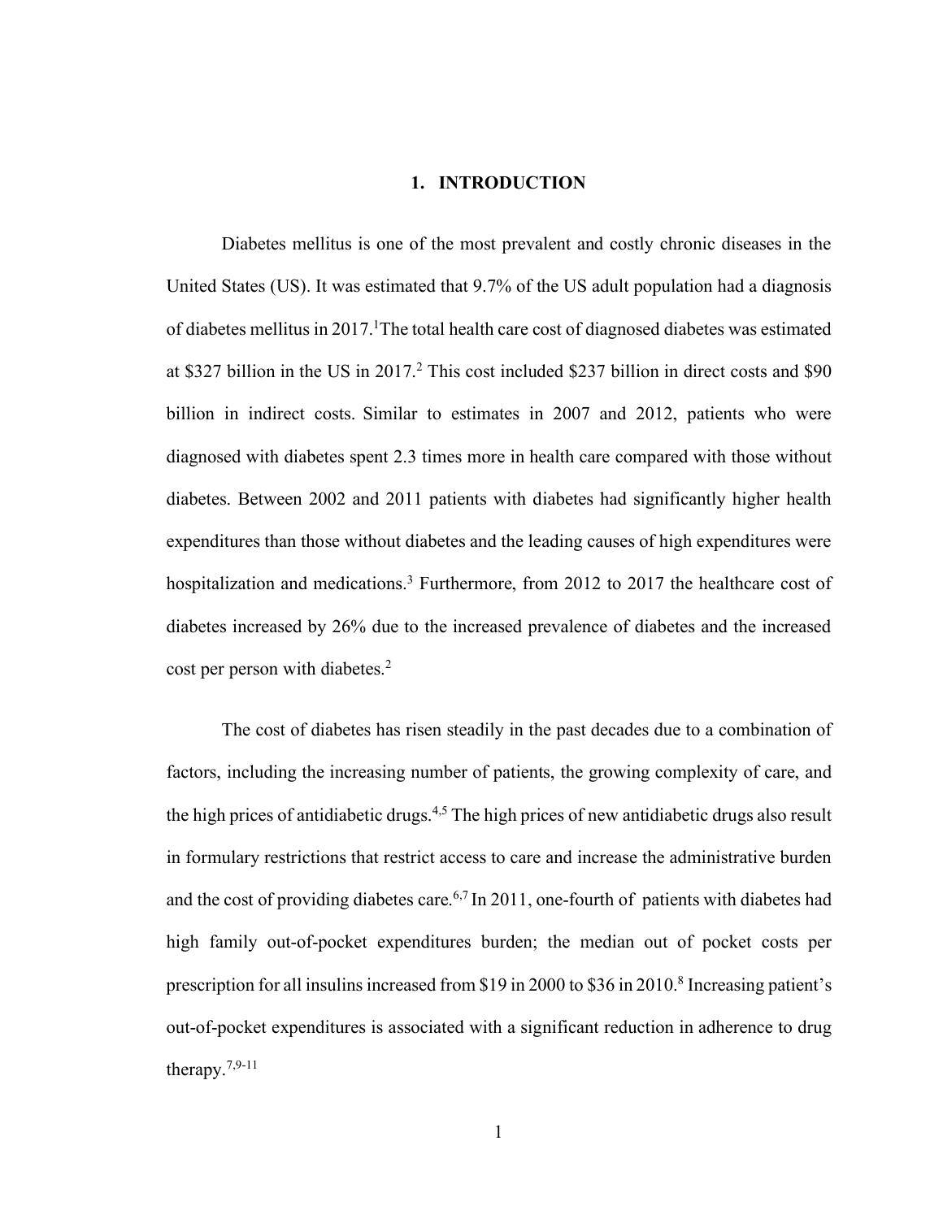# 1. INTRODUCTION

Diabetes mellitus is one of the most prevalent and costly chronic diseases in the United States (US). It was estimated that 9.7% of the US adult population had a diagnosis of diabetes mellitus in 2017.[1]The total health care cost of diagnosed diabetes was estimated at $327 billion in the US in 2017.[2] This cost included $237 billion in direct costs and $90 billion in indirect costs. Similar to estimates in 2007 and 2012, patients who were diagnosed with diabetes spent 2.3 times more in health care compared with those without diabetes. Between 2002 and 2011 patients with diabetes had significantly higher health expenditures than those without diabetes and the leading causes of high expenditures were hospitalization and medications.[3] Furthermore, from 2012 to 2017 the healthcare cost of diabetes increased by 26% due to the increased prevalence of diabetes and the increased cost per person with diabetes.[2]

The cost of diabetes has risen steadily in the past decades due to a combination of factors, including the increasing number of patients, the growing complexity of care, and the high prices of antidiabetic drugs.[4,5] The high prices of new antidiabetic drugs also result in formulary restrictions that restrict access to care and increase the administrative burden and the cost of providing diabetes care.[6,7] In 2011, one-fourth of patients with diabetes had high family out-of-pocket expenditures burden; the median out of pocket costs per prescription for all insulins increased from $19 in 2000 to $36 in 2010.[8] Increasing patient's out-of-pocket expenditures is associated with a significant reduction in adherence to drug therapy.[7,9-11]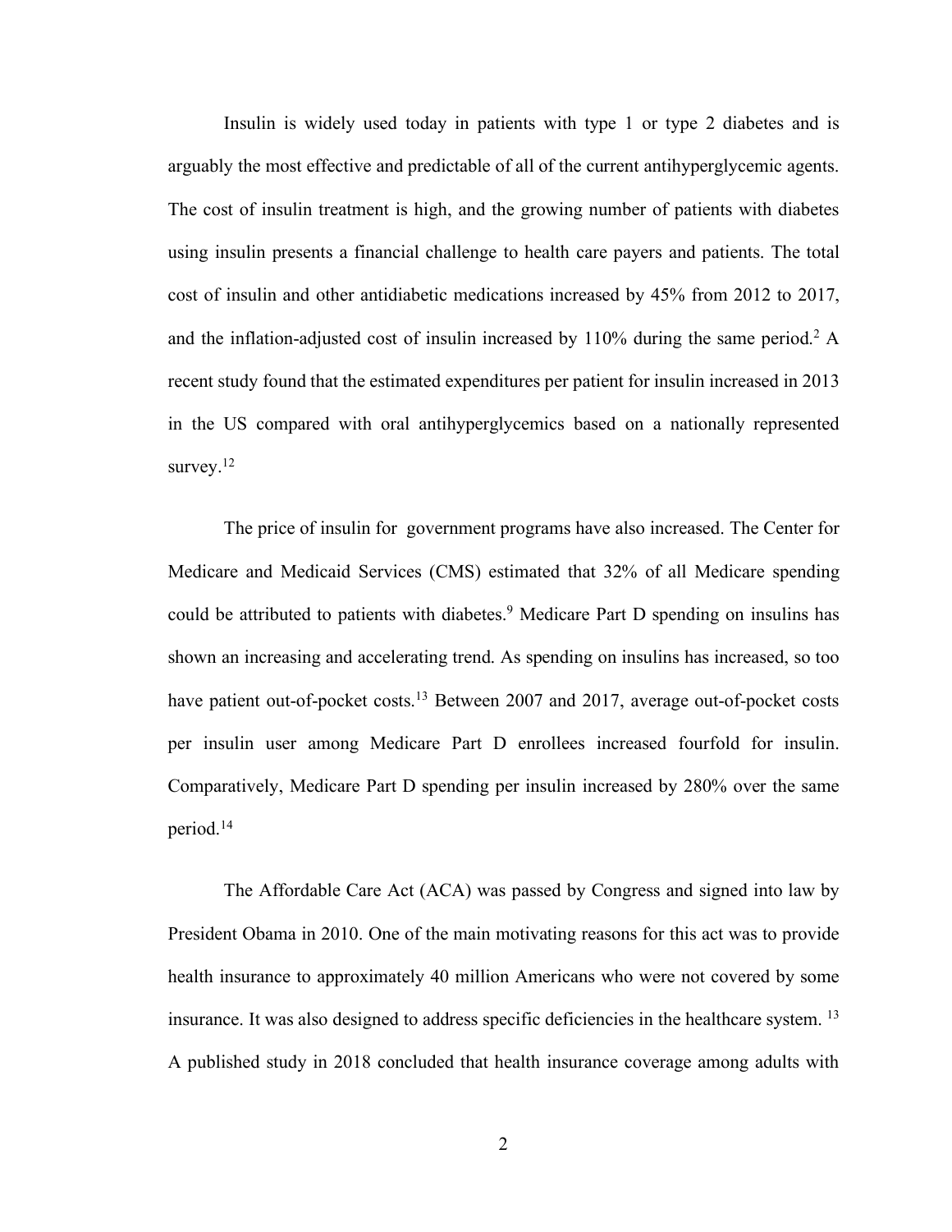Insulin is widely used today in patients with type 1 or type 2 diabetes and is arguably the most effective and predictable of all of the current antihyperglycemic agents. The cost of insulin treatment is high, and the growing number of patients with diabetes using insulin presents a financial challenge to health care payers and patients. The total cost of insulin and other antidiabetic medications increased by 45% from 2012 to 2017, and the inflation-adjusted cost of insulin increased by 110% during the same period.[2] A recent study found that the estimated expenditures per patient for insulin increased in 2013 in the US compared with oral antihyperglycemics based on a nationally represented survey.[12]

The price of insulin for government programs have also increased. The Center for Medicare and Medicaid Services (CMS) estimated that 32% of all Medicare spending could be attributed to patients with diabetes.[9] Medicare Part D spending on insulins has shown an increasing and accelerating trend. As spending on insulins has increased, so too have patient out-of-pocket costs.[13] Between 2007 and 2017, average out-of-pocket costs per insulin user among Medicare Part D enrollees increased fourfold for insulin. Comparatively, Medicare Part D spending per insulin increased by 280% over the same period.[14]

The Affordable Care Act (ACA) was passed by Congress and signed into law by President Obama in 2010. One of the main motivating reasons for this act was to provide health insurance to approximately 40 million Americans who were not covered by some insurance. It was also designed to address specific deficiencies in the healthcare system. [13] A published study in 2018 concluded that health insurance coverage among adults with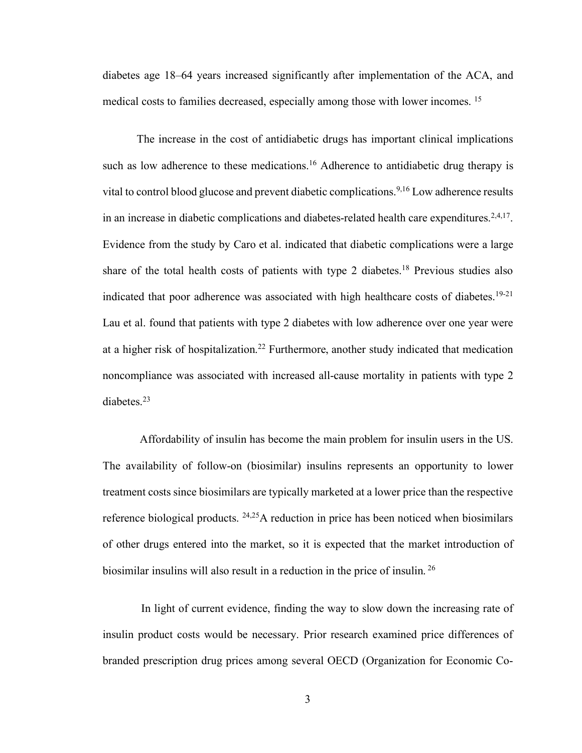diabetes age 18–64 years increased significantly after implementation of the ACA, and medical costs to families decreased, especially among those with lower incomes. [15]

The increase in the cost of antidiabetic drugs has important clinical implications such as low adherence to these medications.[16] Adherence to antidiabetic drug therapy is vital to control blood glucose and prevent diabetic complications.[9,16] Low adherence results in an increase in diabetic complications and diabetes-related health care expenditures.[2,4,17]. Evidence from the study by Caro et al. indicated that diabetic complications were a large share of the total health costs of patients with type 2 diabetes.[18] Previous studies also indicated that poor adherence was associated with high healthcare costs of diabetes.[19-21] Lau et al. found that patients with type 2 diabetes with low adherence over one year were at a higher risk of hospitalization.[22] Furthermore, another study indicated that medication noncompliance was associated with increased all-cause mortality in patients with type 2 diabetes.[23]

Affordability of insulin has become the main problem for insulin users in the US. The availability of follow-on (biosimilar) insulins represents an opportunity to lower treatment costs since biosimilars are typically marketed at a lower price than the respective reference biological products. [24,25]A reduction in price has been noticed when biosimilars of other drugs entered into the market, so it is expected that the market introduction of biosimilar insulins will also result in a reduction in the price of insulin. [26]

In light of current evidence, finding the way to slow down the increasing rate of insulin product costs would be necessary. Prior research examined price differences of branded prescription drug prices among several OECD (Organization for Economic Co-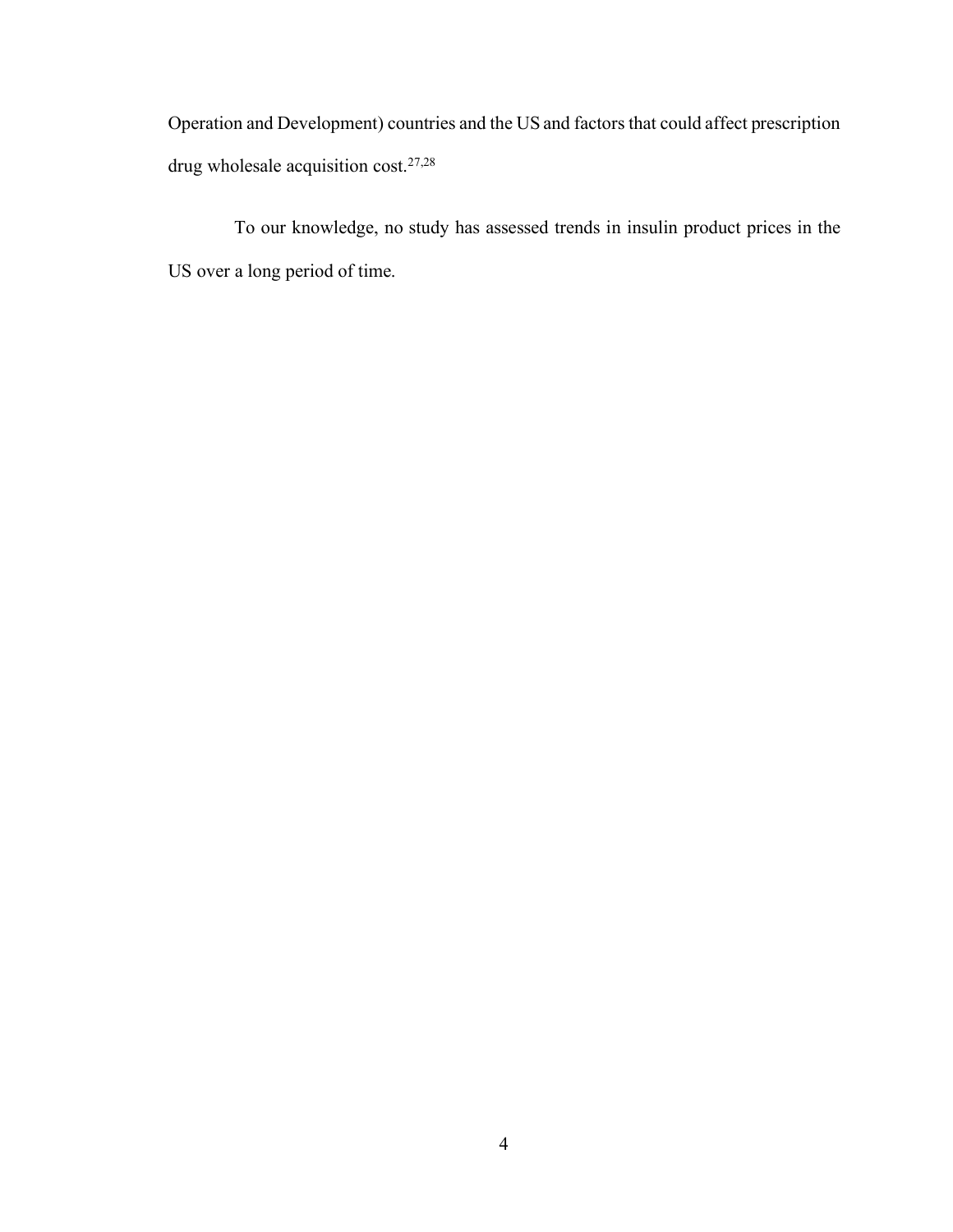Operation and Development) countries and the US and factors that could affect prescription drug wholesale acquisition cost.[27,28]

To our knowledge, no study has assessed trends in insulin product prices in the US over a long period of time.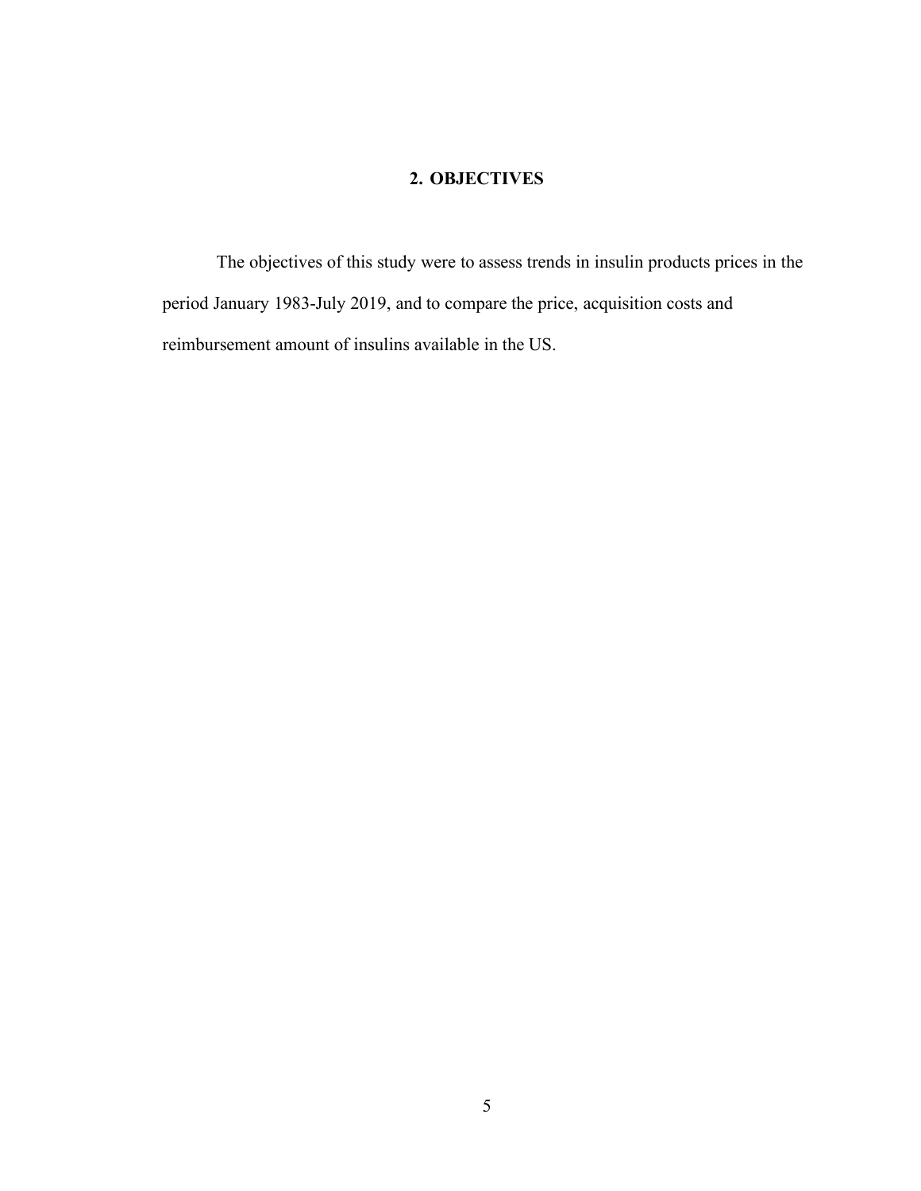## 2. OBJECTIVES

The objectives of this study were to assess trends in insulin products prices in the period January 1983-July 2019, and to compare the price, acquisition costs and reimbursement amount of insulins available in the US.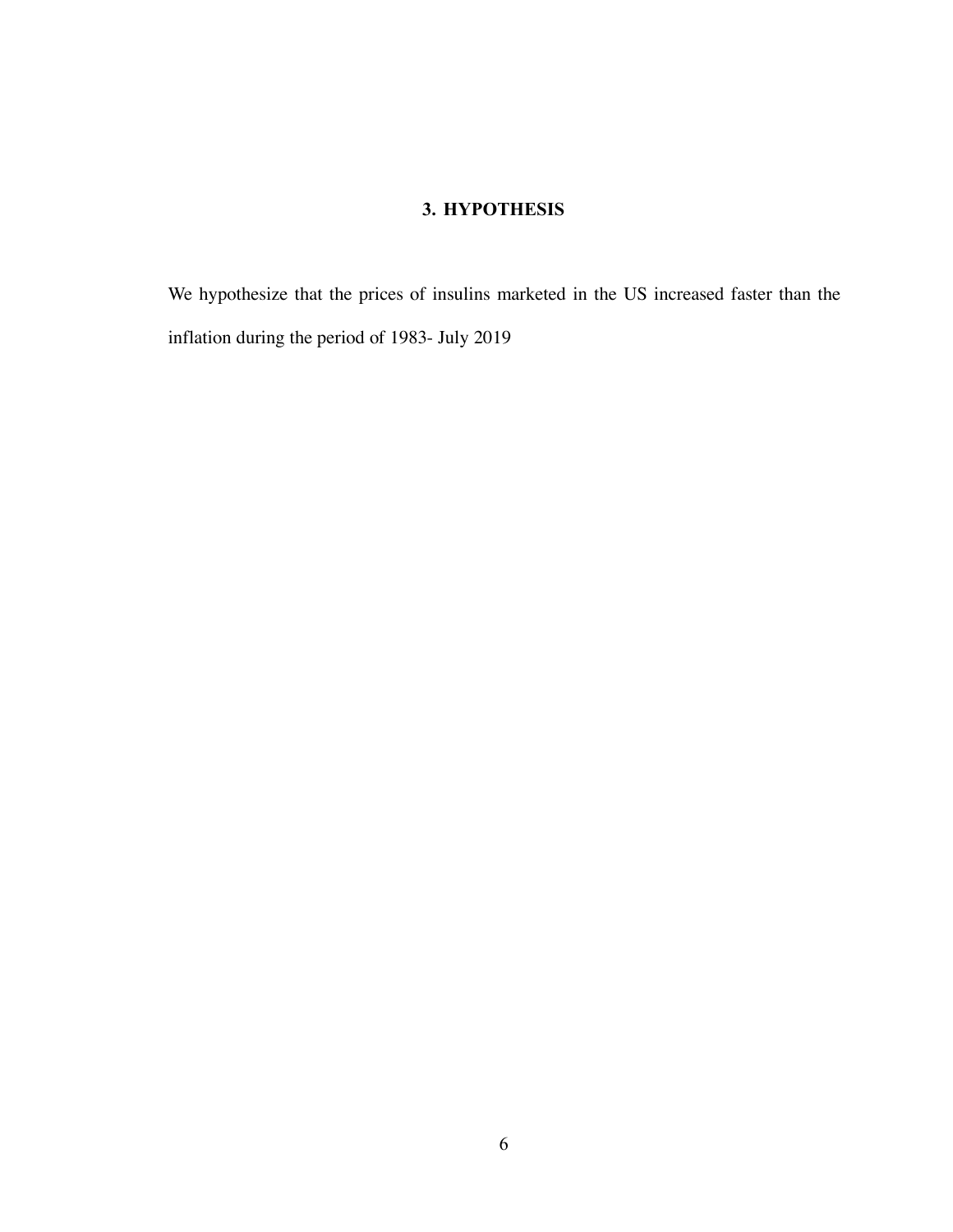# 3. HYPOTHESIS

We hypothesize that the prices of insulins marketed in the US increased faster than the inflation during the period of 1983- July 2019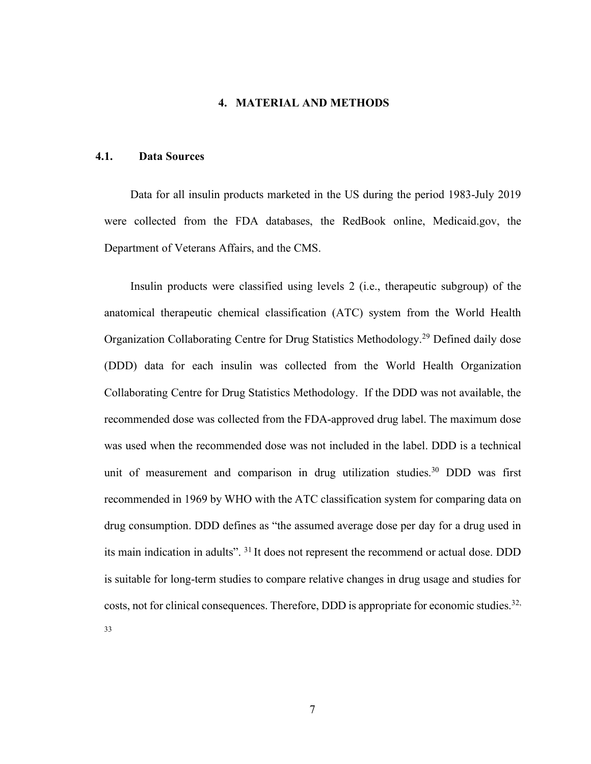# 4. MATERIAL AND METHODS

## 4.1. Data Sources

Data for all insulin products marketed in the US during the period 1983-July 2019 were collected from the FDA databases, the RedBook online, Medicaid.gov, the Department of Veterans Affairs, and the CMS.

Insulin products were classified using levels 2 (i.e., therapeutic subgroup) of the anatomical therapeutic chemical classification (ATC) system from the World Health Organization Collaborating Centre for Drug Statistics Methodology.[29] Defined daily dose (DDD) data for each insulin was collected from the World Health Organization Collaborating Centre for Drug Statistics Methodology. If the DDD was not available, the recommended dose was collected from the FDA-approved drug label. The maximum dose was used when the recommended dose was not included in the label. DDD is a technical unit of measurement and comparison in drug utilization studies.[30] DDD was first recommended in 1969 by WHO with the ATC classification system for comparing data on drug consumption. DDD defines as "the assumed average dose per day for a drug used in its main indication in adults". [31] It does not represent the recommend or actual dose. DDD is suitable for long-term studies to compare relative changes in drug usage and studies for costs, not for clinical consequences. Therefore, DDD is appropriate for economic studies.[32,33]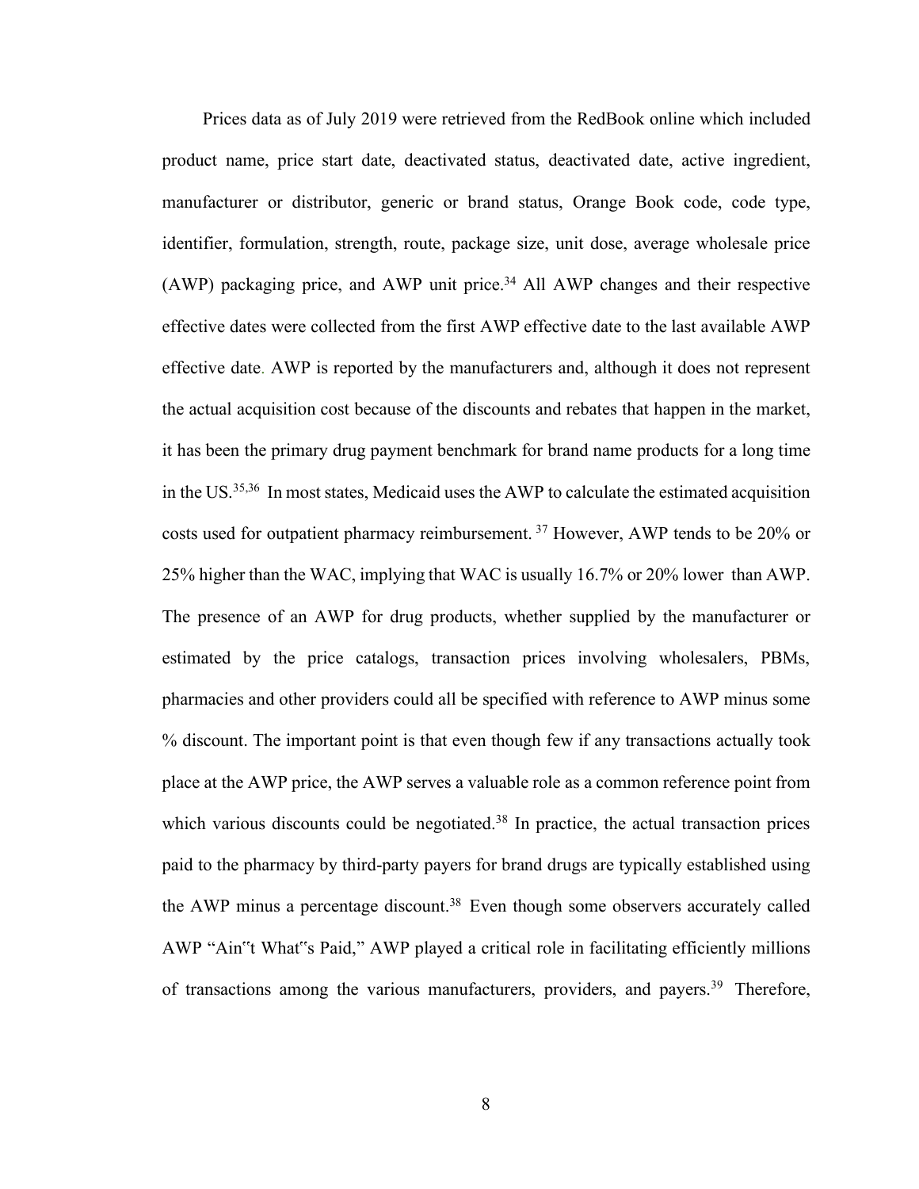Prices data as of July 2019 were retrieved from the RedBook online which included product name, price start date, deactivated status, deactivated date, active ingredient, manufacturer or distributor, generic or brand status, Orange Book code, code type, identifier, formulation, strength, route, package size, unit dose, average wholesale price (AWP) packaging price, and AWP unit price.[34] All AWP changes and their respective effective dates were collected from the first AWP effective date to the last available AWP effective date. AWP is reported by the manufacturers and, although it does not represent the actual acquisition cost because of the discounts and rebates that happen in the market, it has been the primary drug payment benchmark for brand name products for a long time in the US.[35,36] In most states, Medicaid uses the AWP to calculate the estimated acquisition costs used for outpatient pharmacy reimbursement. [37] However, AWP tends to be 20% or 25% higher than the WAC, implying that WAC is usually 16.7% or 20% lower than AWP. The presence of an AWP for drug products, whether supplied by the manufacturer or estimated by the price catalogs, transaction prices involving wholesalers, PBMs, pharmacies and other providers could all be specified with reference to AWP minus some % discount. The important point is that even though few if any transactions actually took place at the AWP price, the AWP serves a valuable role as a common reference point from which various discounts could be negotiated.[38] In practice, the actual transaction prices paid to the pharmacy by third-party payers for brand drugs are typically established using the AWP minus a percentage discount.[38] Even though some observers accurately called AWP "Ain"t What"s Paid," AWP played a critical role in facilitating efficiently millions of transactions among the various manufacturers, providers, and payers.[39] Therefore,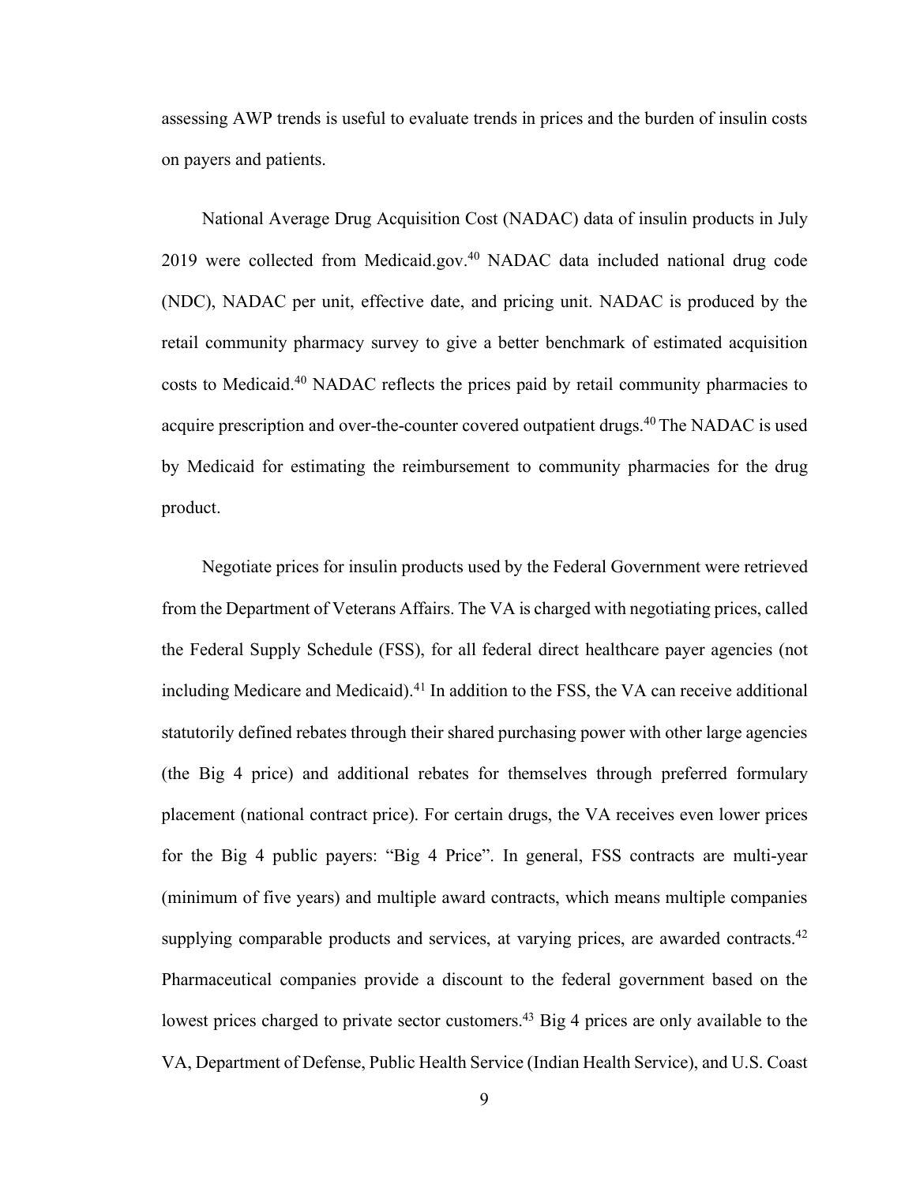assessing AWP trends is useful to evaluate trends in prices and the burden of insulin costs on payers and patients.

National Average Drug Acquisition Cost (NADAC) data of insulin products in July 2019 were collected from Medicaid.gov.[40] NADAC data included national drug code (NDC), NADAC per unit, effective date, and pricing unit. NADAC is produced by the retail community pharmacy survey to give a better benchmark of estimated acquisition costs to Medicaid.[40] NADAC reflects the prices paid by retail community pharmacies to acquire prescription and over-the-counter covered outpatient drugs.[40] The NADAC is used by Medicaid for estimating the reimbursement to community pharmacies for the drug product.

Negotiate prices for insulin products used by the Federal Government were retrieved from the Department of Veterans Affairs. The VA is charged with negotiating prices, called the Federal Supply Schedule (FSS), for all federal direct healthcare payer agencies (not including Medicare and Medicaid).[41] In addition to the FSS, the VA can receive additional statutorily defined rebates through their shared purchasing power with other large agencies (the Big 4 price) and additional rebates for themselves through preferred formulary placement (national contract price). For certain drugs, the VA receives even lower prices for the Big 4 public payers: "Big 4 Price". In general, FSS contracts are multi-year (minimum of five years) and multiple award contracts, which means multiple companies supplying comparable products and services, at varying prices, are awarded contracts.[42] Pharmaceutical companies provide a discount to the federal government based on the lowest prices charged to private sector customers.[43] Big 4 prices are only available to the VA, Department of Defense, Public Health Service (Indian Health Service), and U.S. Coast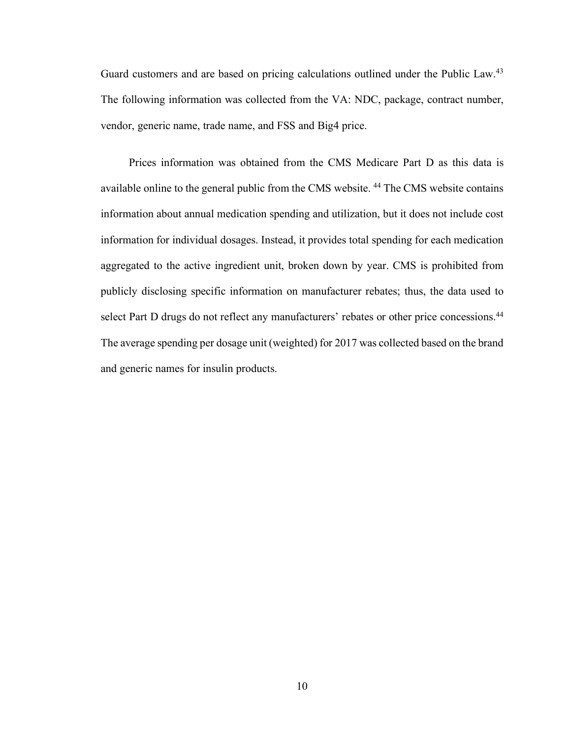Guard customers and are based on pricing calculations outlined under the Public Law.[43] The following information was collected from the VA: NDC, package, contract number, vendor, generic name, trade name, and FSS and Big4 price.

Prices information was obtained from the CMS Medicare Part D as this data is available online to the general public from the CMS website. [44] The CMS website contains information about annual medication spending and utilization, but it does not include cost information for individual dosages. Instead, it provides total spending for each medication aggregated to the active ingredient unit, broken down by year. CMS is prohibited from publicly disclosing specific information on manufacturer rebates; thus, the data used to select Part D drugs do not reflect any manufacturers' rebates or other price concessions.[44] The average spending per dosage unit (weighted) for 2017 was collected based on the brand and generic names for insulin products.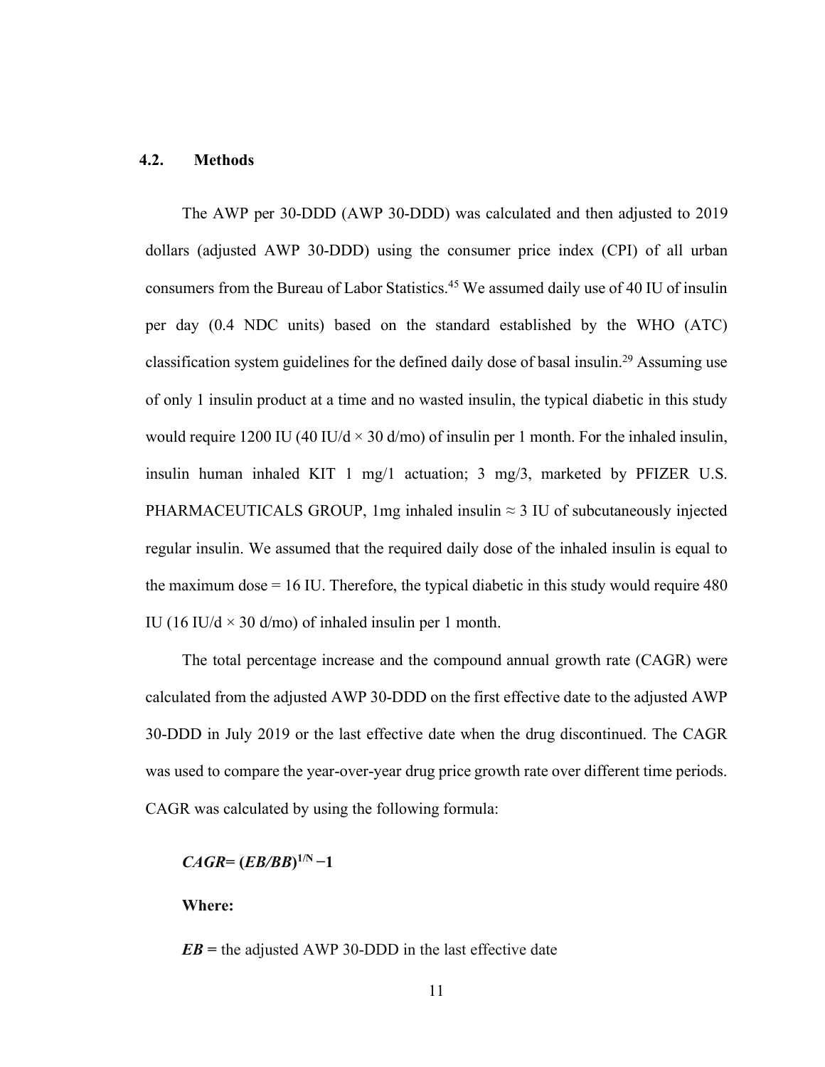## 4.2. Methods

The AWP per 30-DDD (AWP 30-DDD) was calculated and then adjusted to 2019 dollars (adjusted AWP 30-DDD) using the consumer price index (CPI) of all urban consumers from the Bureau of Labor Statistics.[45] We assumed daily use of 40 IU of insulin per day (0.4 NDC units) based on the standard established by the WHO (ATC) classification system guidelines for the defined daily dose of basal insulin.[29] Assuming use of only 1 insulin product at a time and no wasted insulin, the typical diabetic in this study would require 1200 IU (40 IU/d × 30 d/mo) of insulin per 1 month. For the inhaled insulin, insulin human inhaled KIT 1 mg/1 actuation; 3 mg/3, marketed by PFIZER U.S. PHARMACEUTICALS GROUP, 1mg inhaled insulin ≈ 3 IU of subcutaneously injected regular insulin. We assumed that the required daily dose of the inhaled insulin is equal to the maximum dose = 16 IU. Therefore, the typical diabetic in this study would require 480 IU (16 IU/d × 30 d/mo) of inhaled insulin per 1 month.

The total percentage increase and the compound annual growth rate (CAGR) were calculated from the adjusted AWP 30-DDD on the first effective date to the adjusted AWP 30-DDD in July 2019 or the last effective date when the drug discontinued. The CAGR was used to compare the year-over-year drug price growth rate over different time periods. CAGR was calculated by using the following formula:

$$CAGR = (EB/BB)^{1/N} - 1$$

**Where:**

***EB*** **=** the adjusted AWP 30-DDD in the last effective date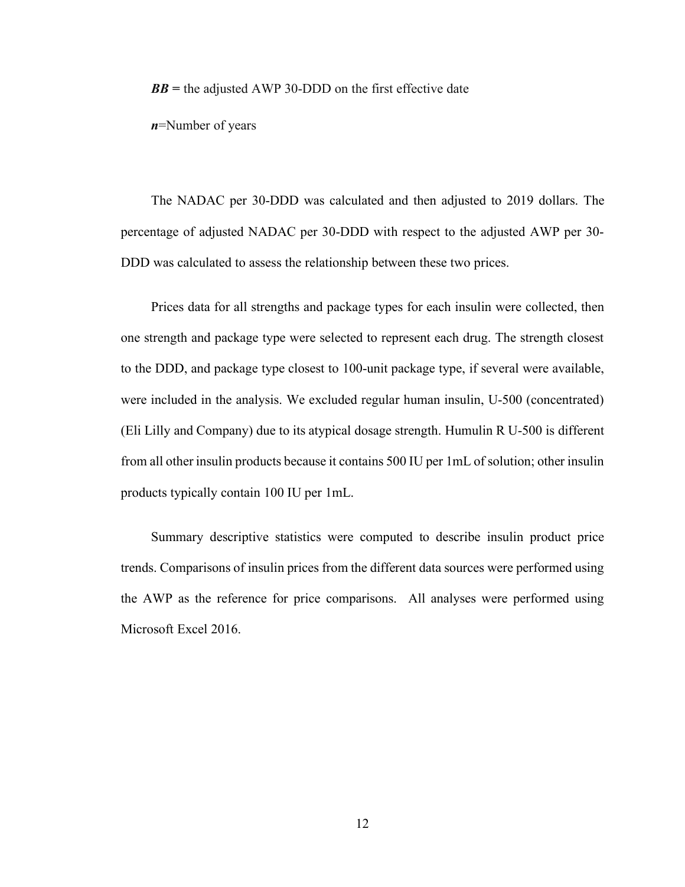***BB*** = the adjusted AWP 30-DDD on the first effective date

***n***=Number of years

The NADAC per 30-DDD was calculated and then adjusted to 2019 dollars. The percentage of adjusted NADAC per 30-DDD with respect to the adjusted AWP per 30-DDD was calculated to assess the relationship between these two prices.

Prices data for all strengths and package types for each insulin were collected, then one strength and package type were selected to represent each drug. The strength closest to the DDD, and package type closest to 100-unit package type, if several were available, were included in the analysis. We excluded regular human insulin, U-500 (concentrated) (Eli Lilly and Company) due to its atypical dosage strength. Humulin R U-500 is different from all other insulin products because it contains 500 IU per 1mL of solution; other insulin products typically contain 100 IU per 1mL.

Summary descriptive statistics were computed to describe insulin product price trends. Comparisons of insulin prices from the different data sources were performed using the AWP as the reference for price comparisons. All analyses were performed using Microsoft Excel 2016.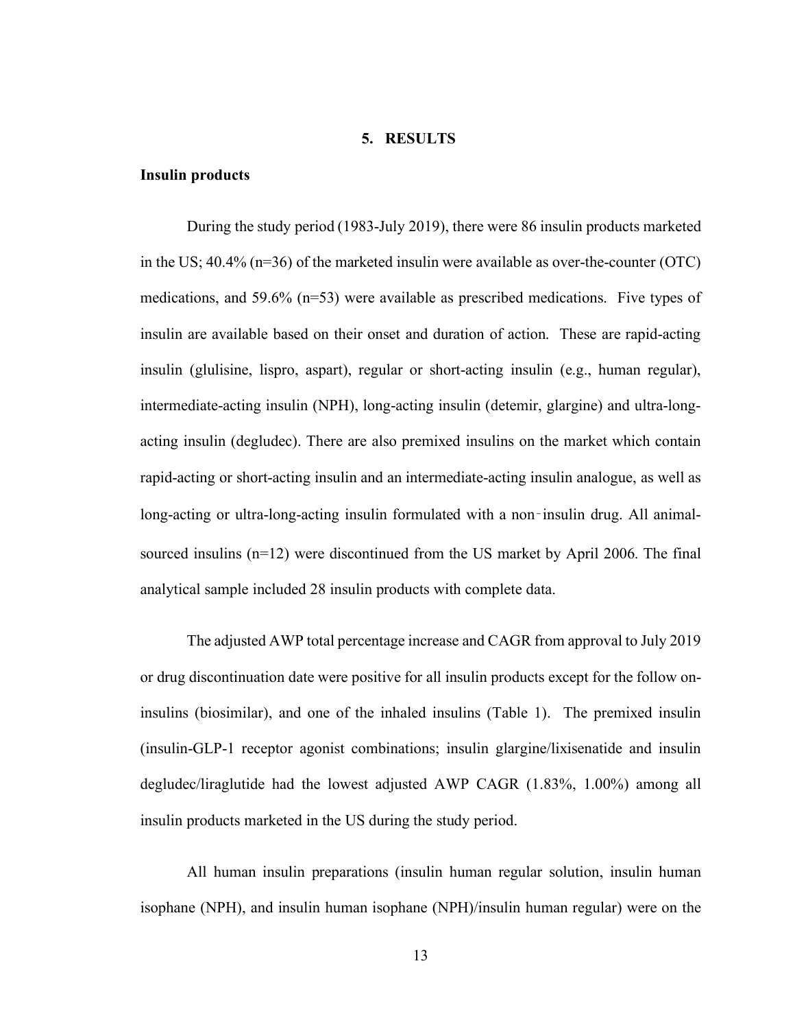## 5. RESULTS

### Insulin products

During the study period (1983-July 2019), there were 86 insulin products marketed in the US; 40.4% (n=36) of the marketed insulin were available as over-the-counter (OTC) medications, and 59.6% (n=53) were available as prescribed medications. Five types of insulin are available based on their onset and duration of action. These are rapid-acting insulin (glulisine, lispro, aspart), regular or short-acting insulin (e.g., human regular), intermediate-acting insulin (NPH), long-acting insulin (detemir, glargine) and ultra-long-acting insulin (degludec). There are also premixed insulins on the market which contain rapid-acting or short-acting insulin and an intermediate-acting insulin analogue, as well as long-acting or ultra-long-acting insulin formulated with a non-insulin drug. All animal-sourced insulins (n=12) were discontinued from the US market by April 2006. The final analytical sample included 28 insulin products with complete data.

The adjusted AWP total percentage increase and CAGR from approval to July 2019 or drug discontinuation date were positive for all insulin products except for the follow on-insulins (biosimilar), and one of the inhaled insulins (Table 1). The premixed insulin (insulin-GLP-1 receptor agonist combinations; insulin glargine/lixisenatide and insulin degludec/liraglutide had the lowest adjusted AWP CAGR (1.83%, 1.00%) among all insulin products marketed in the US during the study period.

All human insulin preparations (insulin human regular solution, insulin human isophane (NPH), and insulin human isophane (NPH)/insulin human regular) were on the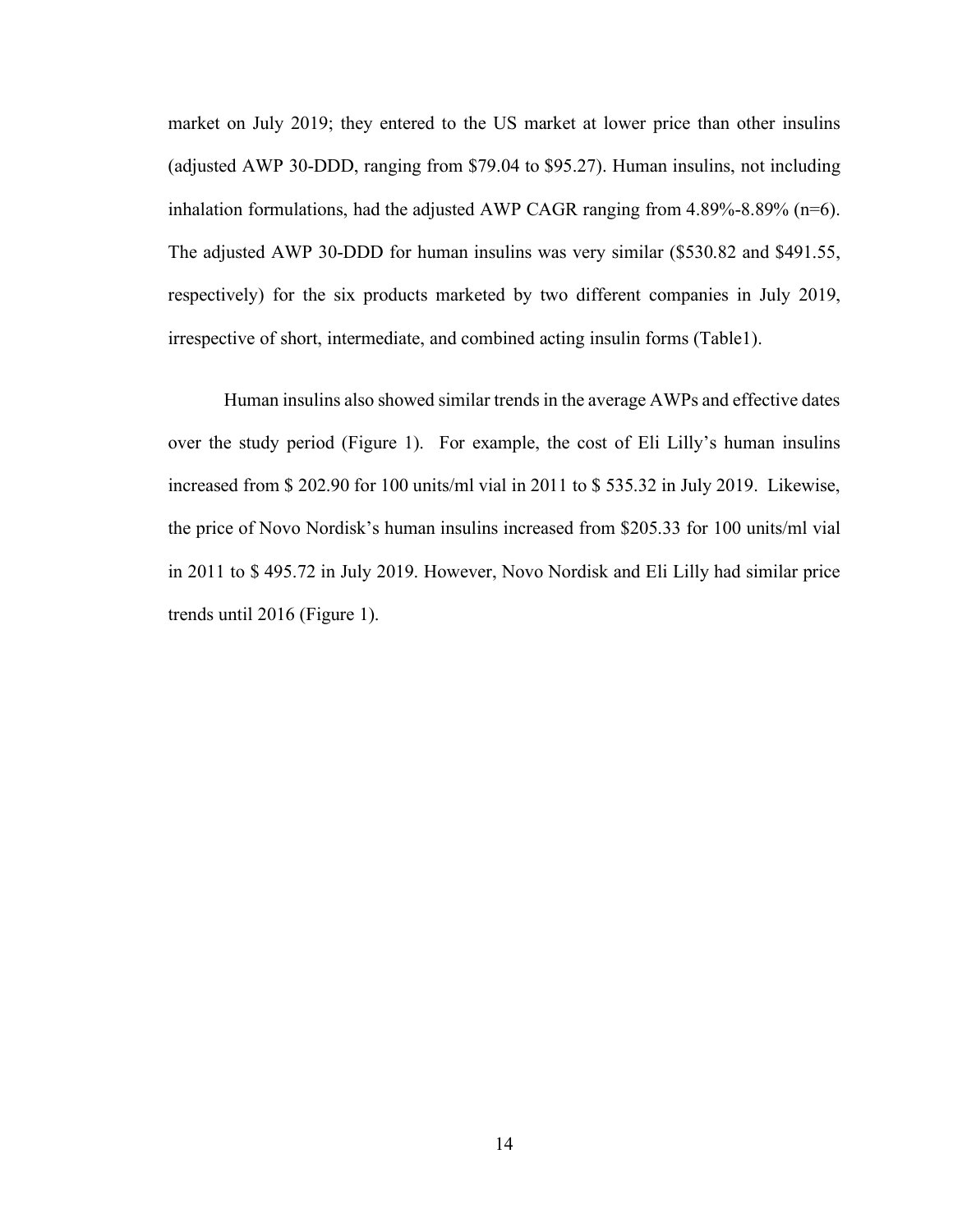market on July 2019; they entered to the US market at lower price than other insulins (adjusted AWP 30-DDD, ranging from $79.04 to $95.27). Human insulins, not including inhalation formulations, had the adjusted AWP CAGR ranging from 4.89%-8.89% (n=6). The adjusted AWP 30-DDD for human insulins was very similar ($530.82 and $491.55, respectively) for the six products marketed by two different companies in July 2019, irrespective of short, intermediate, and combined acting insulin forms (Table1).

Human insulins also showed similar trends in the average AWPs and effective dates over the study period (Figure 1). For example, the cost of Eli Lilly's human insulins increased from $ 202.90 for 100 units/ml vial in 2011 to $ 535.32 in July 2019. Likewise, the price of Novo Nordisk's human insulins increased from $205.33 for 100 units/ml vial in 2011 to $ 495.72 in July 2019. However, Novo Nordisk and Eli Lilly had similar price trends until 2016 (Figure 1).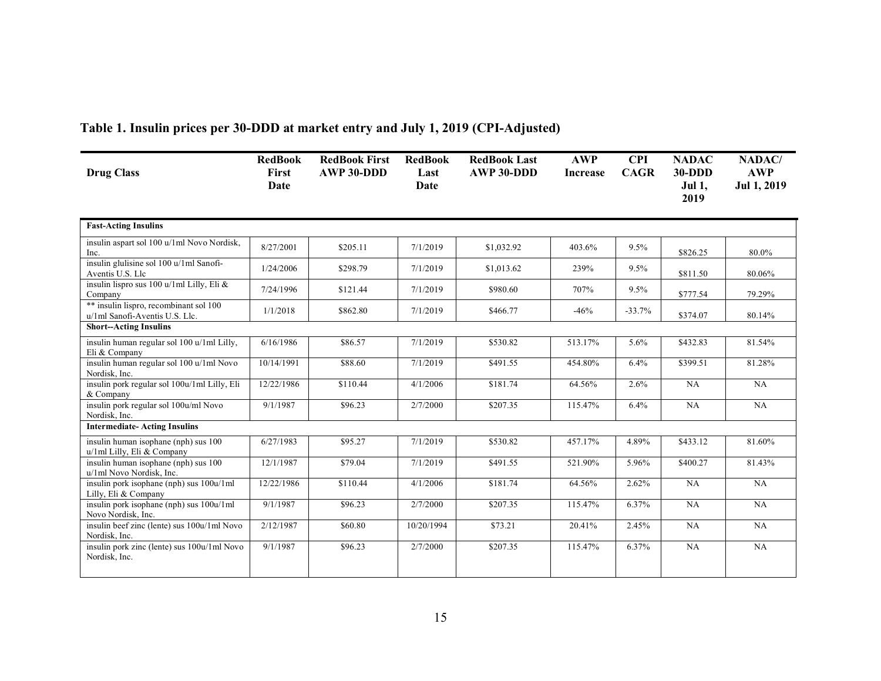**Table 1. Insulin prices per 30-DDD at market entry and July 1, 2019 (CPI-Adjusted)**

| Drug Class | RedBook First Date | RedBook First AWP 30-DDD | RedBook Last Date | RedBook Last AWP 30-DDD | AWP Increase | CPI CAGR | NADAC 30-DDD Jul 1, 2019 | NADAC/ AWP Jul 1, 2019 |
|---|---|---|---|---|---|---|---|---|
| **Fast-Acting Insulins** | | | | | | | | |
| insulin aspart sol 100 u/1ml Novo Nordisk, Inc. | 8/27/2001 | $205.11 | 7/1/2019 | $1,032.92 | 403.6% | 9.5% | $826.25 | 80.0% |
| insulin glulisine sol 100 u/1ml Sanofi-Aventis U.S. Llc | 1/24/2006 | $298.79 | 7/1/2019 | $1,013.62 | 239% | 9.5% | $811.50 | 80.06% |
| insulin lispro sus 100 u/1ml Lilly, Eli & Company | 7/24/1996 | $121.44 | 7/1/2019 | $980.60 | 707% | 9.5% | $777.54 | 79.29% |
| ** insulin lispro, recombinant sol 100 u/1ml Sanofi-Aventis U.S. Llc. | 1/1/2018 | $862.80 | 7/1/2019 | $466.77 | -46% | -33.7% | $374.07 | 80.14% |
| **Short--Acting Insulins** | | | | | | | | |
| insulin human regular sol 100 u/1ml Lilly, Eli & Company | 6/16/1986 | $86.57 | 7/1/2019 | $530.82 | 513.17% | 5.6% | $432.83 | 81.54% |
| insulin human regular sol 100 u/1ml Novo Nordisk, Inc. | 10/14/1991 | $88.60 | 7/1/2019 | $491.55 | 454.80% | 6.4% | $399.51 | 81.28% |
| insulin pork regular sol 100u/1ml Lilly, Eli & Company | 12/22/1986 | $110.44 | 4/1/2006 | $181.74 | 64.56% | 2.6% | NA | NA |
| insulin pork regular sol 100u/ml Novo Nordisk, Inc. | 9/1/1987 | $96.23 | 2/7/2000 | $207.35 | 115.47% | 6.4% | NA | NA |
| **Intermediate- Acting Insulins** | | | | | | | | |
| insulin human isophane (nph) sus 100 u/1ml Lilly, Eli & Company | 6/27/1983 | $95.27 | 7/1/2019 | $530.82 | 457.17% | 4.89% | $433.12 | 81.60% |
| insulin human isophane (nph) sus 100 u/1ml Novo Nordisk, Inc. | 12/1/1987 | $79.04 | 7/1/2019 | $491.55 | 521.90% | 5.96% | $400.27 | 81.43% |
| insulin pork isophane (nph) sus 100u/1ml Lilly, Eli & Company | 12/22/1986 | $110.44 | 4/1/2006 | $181.74 | 64.56% | 2.62% | NA | NA |
| insulin pork isophane (nph) sus 100u/1ml Novo Nordisk, Inc. | 9/1/1987 | $96.23 | 2/7/2000 | $207.35 | 115.47% | 6.37% | NA | NA |
| insulin beef zinc (lente) sus 100u/1ml Novo Nordisk, Inc. | 2/12/1987 | $60.80 | 10/20/1994 | $73.21 | 20.41% | 2.45% | NA | NA |
| insulin pork zinc (lente) sus 100u/1ml Novo Nordisk, Inc. | 9/1/1987 | $96.23 | 2/7/2000 | $207.35 | 115.47% | 6.37% | NA | NA |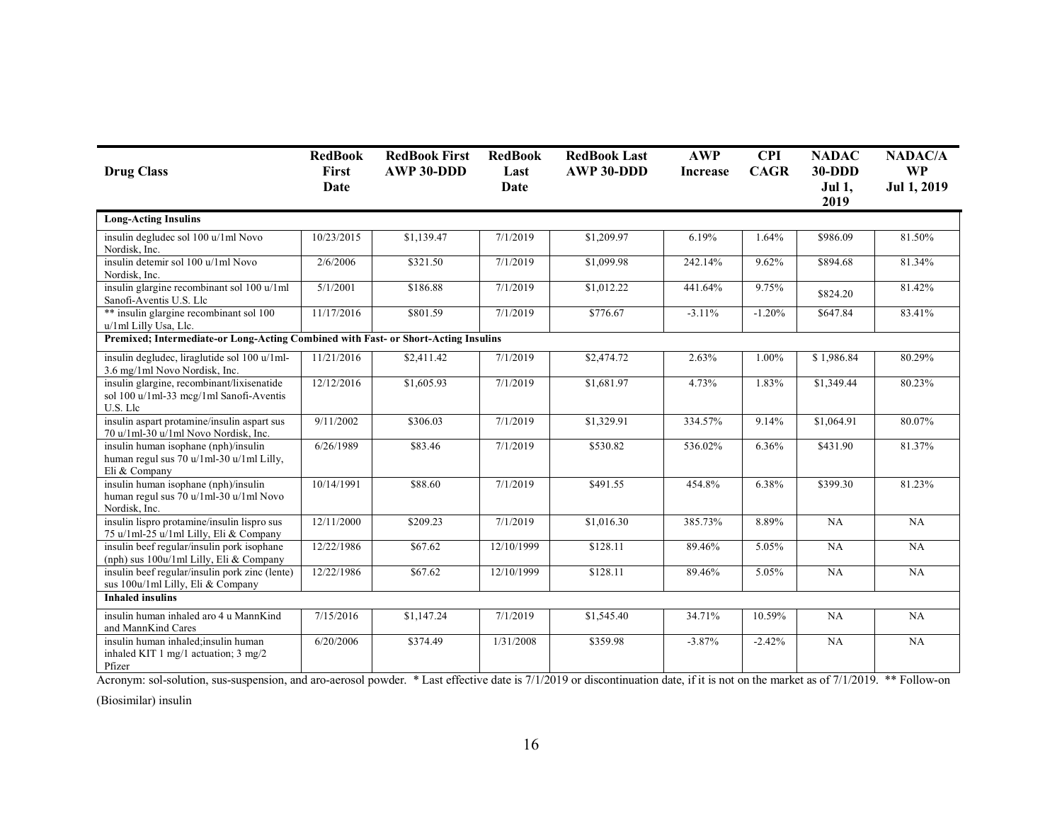| Drug Class | RedBook First Date | RedBook First AWP 30-DDD | RedBook Last Date | RedBook Last AWP 30-DDD | AWP Increase | CPI CAGR | NADAC 30-DDD Jul 1, 2019 | NADAC/AWP Jul 1, 2019 |
|---|---|---|---|---|---|---|---|---|
| **Long-Acting Insulins** | | | | | | | | |
| insulin degludec sol 100 u/1ml Novo Nordisk, Inc. | 10/23/2015 | $1,139.47 | 7/1/2019 | $1,209.97 | 6.19% | 1.64% | $986.09 | 81.50% |
| insulin detemir sol 100 u/1ml Novo Nordisk, Inc. | 2/6/2006 | $321.50 | 7/1/2019 | $1,099.98 | 242.14% | 9.62% | $894.68 | 81.34% |
| insulin glargine recombinant sol 100 u/1ml Sanofi-Aventis U.S. Llc | 5/1/2001 | $186.88 | 7/1/2019 | $1,012.22 | 441.64% | 9.75% | $824.20 | 81.42% |
| ** insulin glargine recombinant sol 100 u/1ml Lilly Usa, Llc. | 11/17/2016 | $801.59 | 7/1/2019 | $776.67 | -3.11% | -1.20% | $647.84 | 83.41% |
| **Premixed; Intermediate-or Long-Acting Combined with Fast- or Short-Acting Insulins** | | | | | | | | |
| insulin degludec, liraglutide sol 100 u/1ml-3.6 mg/1ml Novo Nordisk, Inc. | 11/21/2016 | $2,411.42 | 7/1/2019 | $2,474.72 | 2.63% | 1.00% | $ 1,986.84 | 80.29% |
| insulin glargine, recombinant/lixisenatide sol 100 u/1ml-33 mcg/1ml Sanofi-Aventis U.S. Llc | 12/12/2016 | $1,605.93 | 7/1/2019 | $1,681.97 | 4.73% | 1.83% | $1,349.44 | 80.23% |
| insulin aspart protamine/insulin aspart sus 70 u/1ml-30 u/1ml Novo Nordisk, Inc. | 9/11/2002 | $306.03 | 7/1/2019 | $1,329.91 | 334.57% | 9.14% | $1,064.91 | 80.07% |
| insulin human isophane (nph)/insulin human regul sus 70 u/1ml-30 u/1ml Lilly, Eli & Company | 6/26/1989 | $83.46 | 7/1/2019 | $530.82 | 536.02% | 6.36% | $431.90 | 81.37% |
| insulin human isophane (nph)/insulin human regul sus 70 u/1ml-30 u/1ml Novo Nordisk, Inc. | 10/14/1991 | $88.60 | 7/1/2019 | $491.55 | 454.8% | 6.38% | $399.30 | 81.23% |
| insulin lispro protamine/insulin lispro sus 75 u/1ml-25 u/1ml Lilly, Eli & Company | 12/11/2000 | $209.23 | 7/1/2019 | $1,016.30 | 385.73% | 8.89% | NA | NA |
| insulin beef regular/insulin pork isophane (nph) sus 100u/1ml Lilly, Eli & Company | 12/22/1986 | $67.62 | 12/10/1999 | $128.11 | 89.46% | 5.05% | NA | NA |
| insulin beef regular/insulin pork zinc (lente) sus 100u/1ml Lilly, Eli & Company | 12/22/1986 | $67.62 | 12/10/1999 | $128.11 | 89.46% | 5.05% | NA | NA |
| **Inhaled insulins** | | | | | | | | |
| insulin human inhaled aro 4 u MannKind and MannKind Cares | 7/15/2016 | $1,147.24 | 7/1/2019 | $1,545.40 | 34.71% | 10.59% | NA | NA |
| insulin human inhaled;insulin human inhaled KIT 1 mg/1 actuation; 3 mg/2 Pfizer | 6/20/2006 | $374.49 | 1/31/2008 | $359.98 | -3.87% | -2.42% | NA | NA |

Acronym: sol-solution, sus-suspension, and aro-aerosol powder. * Last effective date is 7/1/2019 or discontinuation date, if it is not on the market as of 7/1/2019. ** Follow-on (Biosimilar) insulin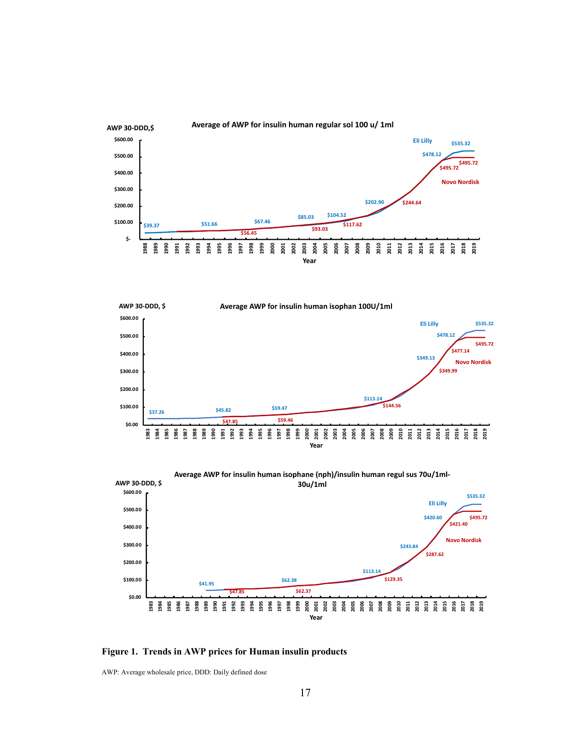**Figure 1. Trends in AWP prices for Human insulin products**

AWP: Average wholesale price, DDD: Daily defined dose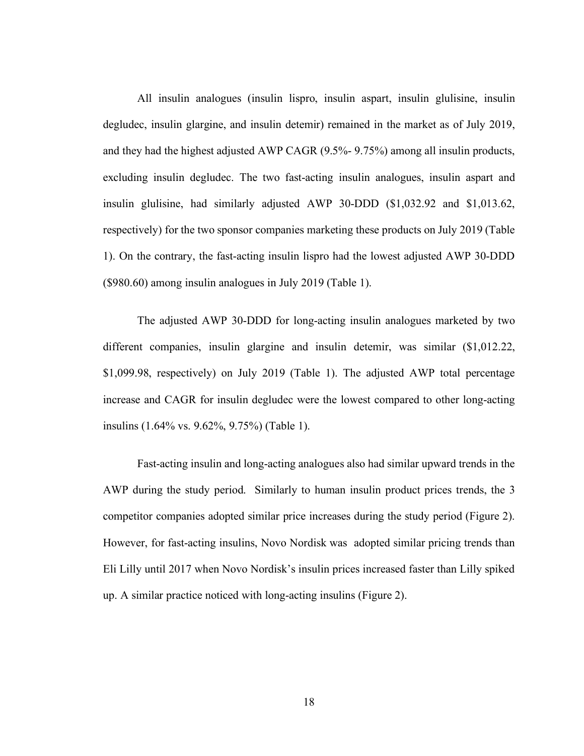All insulin analogues (insulin lispro, insulin aspart, insulin glulisine, insulin degludec, insulin glargine, and insulin detemir) remained in the market as of July 2019, and they had the highest adjusted AWP CAGR (9.5%- 9.75%) among all insulin products, excluding insulin degludec. The two fast-acting insulin analogues, insulin aspart and insulin glulisine, had similarly adjusted AWP 30-DDD ($1,032.92 and $1,013.62, respectively) for the two sponsor companies marketing these products on July 2019 (Table 1). On the contrary, the fast-acting insulin lispro had the lowest adjusted AWP 30-DDD ($980.60) among insulin analogues in July 2019 (Table 1).

The adjusted AWP 30-DDD for long-acting insulin analogues marketed by two different companies, insulin glargine and insulin detemir, was similar ($1,012.22, $1,099.98, respectively) on July 2019 (Table 1). The adjusted AWP total percentage increase and CAGR for insulin degludec were the lowest compared to other long-acting insulins (1.64% vs. 9.62%, 9.75%) (Table 1).

Fast-acting insulin and long-acting analogues also had similar upward trends in the AWP during the study period. Similarly to human insulin product prices trends, the 3 competitor companies adopted similar price increases during the study period (Figure 2). However, for fast-acting insulins, Novo Nordisk was adopted similar pricing trends than Eli Lilly until 2017 when Novo Nordisk's insulin prices increased faster than Lilly spiked up. A similar practice noticed with long-acting insulins (Figure 2).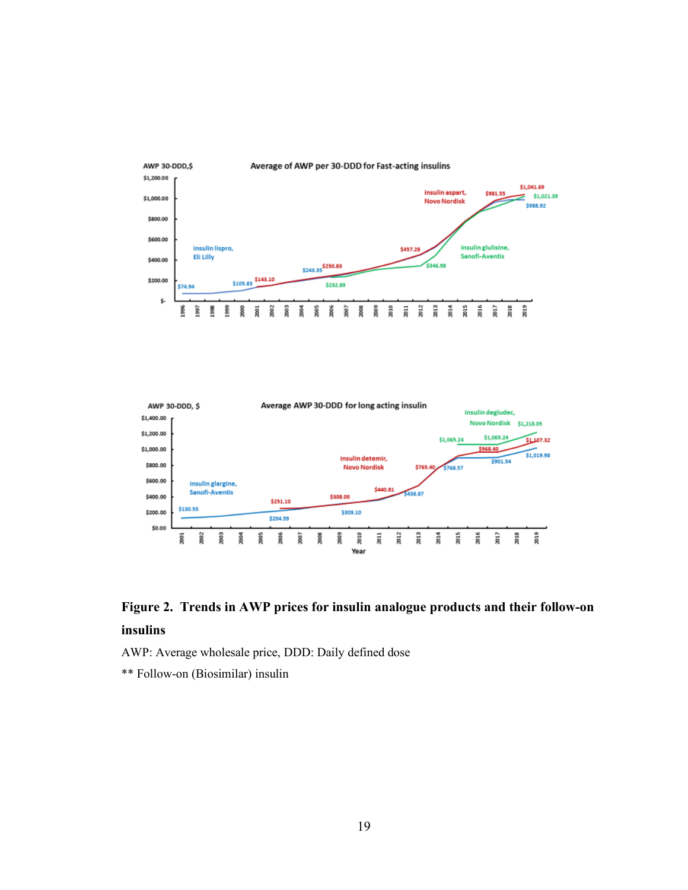**Figure 2. Trends in AWP prices for insulin analogue products and their follow-on insulins**

AWP: Average wholesale price, DDD: Daily defined dose

** Follow-on (Biosimilar) insulin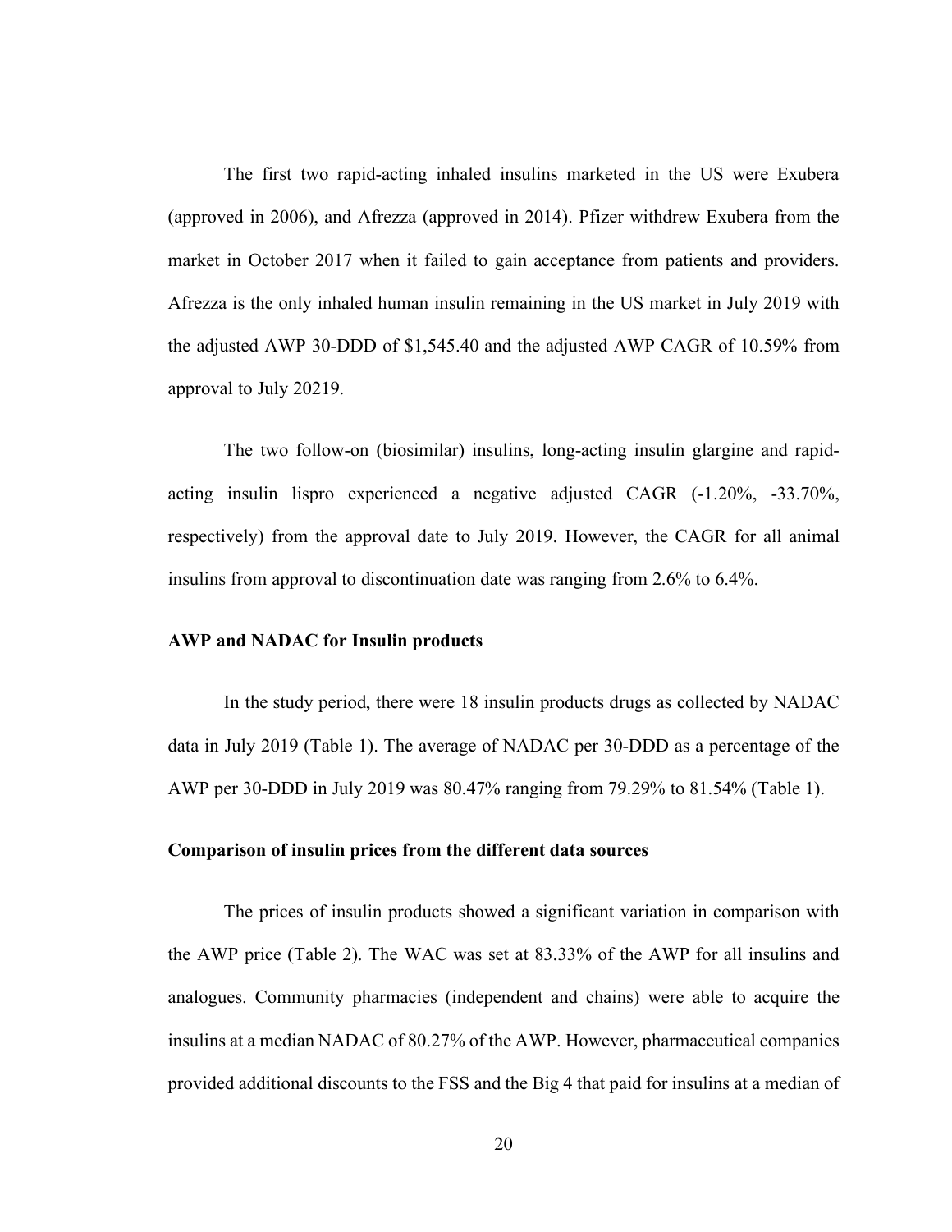The first two rapid-acting inhaled insulins marketed in the US were Exubera (approved in 2006), and Afrezza (approved in 2014). Pfizer withdrew Exubera from the market in October 2017 when it failed to gain acceptance from patients and providers. Afrezza is the only inhaled human insulin remaining in the US market in July 2019 with the adjusted AWP 30-DDD of $1,545.40 and the adjusted AWP CAGR of 10.59% from approval to July 20219.

The two follow-on (biosimilar) insulins, long-acting insulin glargine and rapid-acting insulin lispro experienced a negative adjusted CAGR (-1.20%, -33.70%, respectively) from the approval date to July 2019. However, the CAGR for all animal insulins from approval to discontinuation date was ranging from 2.6% to 6.4%.

### AWP and NADAC for Insulin products

In the study period, there were 18 insulin products drugs as collected by NADAC data in July 2019 (Table 1). The average of NADAC per 30-DDD as a percentage of the AWP per 30-DDD in July 2019 was 80.47% ranging from 79.29% to 81.54% (Table 1).

### Comparison of insulin prices from the different data sources

The prices of insulin products showed a significant variation in comparison with the AWP price (Table 2). The WAC was set at 83.33% of the AWP for all insulins and analogues. Community pharmacies (independent and chains) were able to acquire the insulins at a median NADAC of 80.27% of the AWP. However, pharmaceutical companies provided additional discounts to the FSS and the Big 4 that paid for insulins at a median of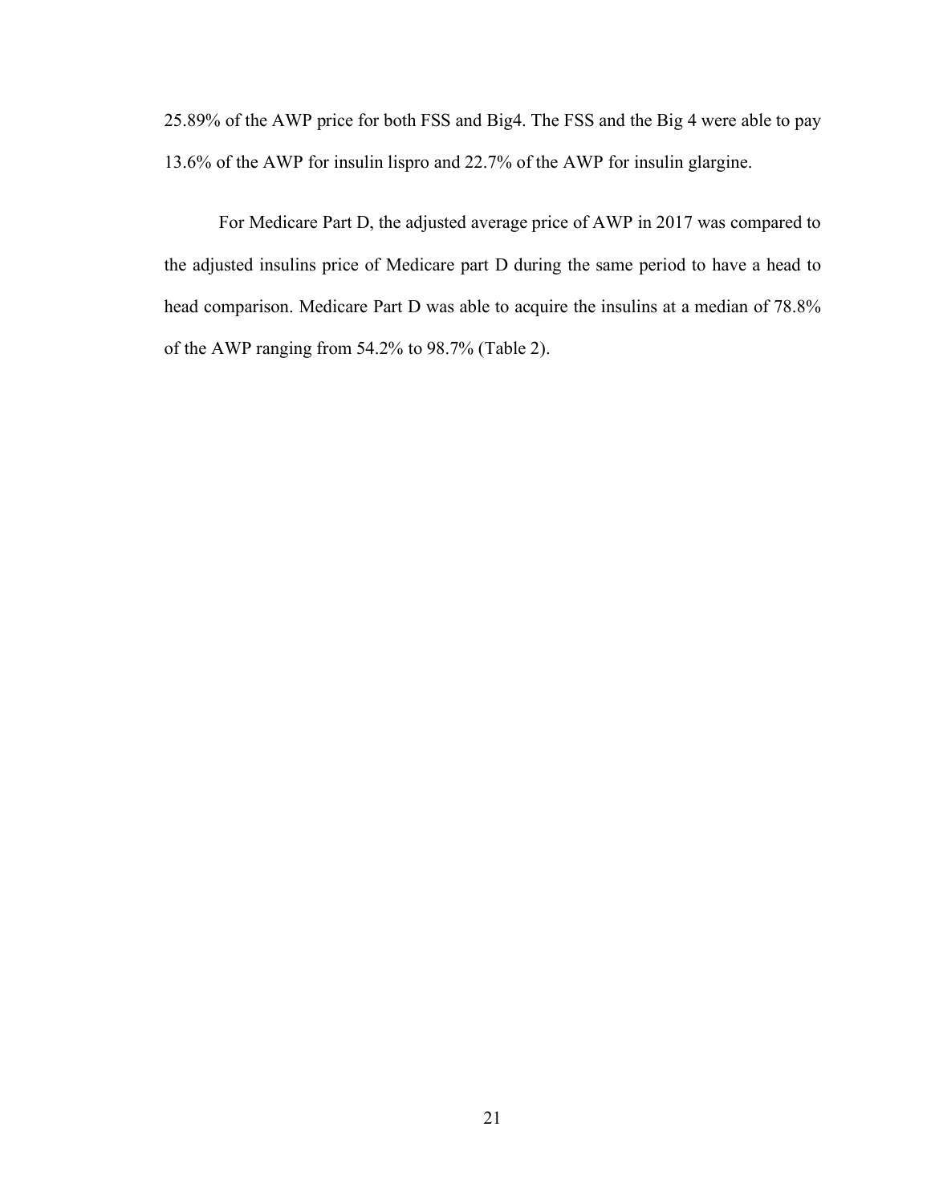25.89% of the AWP price for both FSS and Big4. The FSS and the Big 4 were able to pay 13.6% of the AWP for insulin lispro and 22.7% of the AWP for insulin glargine.

For Medicare Part D, the adjusted average price of AWP in 2017 was compared to the adjusted insulins price of Medicare part D during the same period to have a head to head comparison. Medicare Part D was able to acquire the insulins at a median of 78.8% of the AWP ranging from 54.2% to 98.7% (Table 2).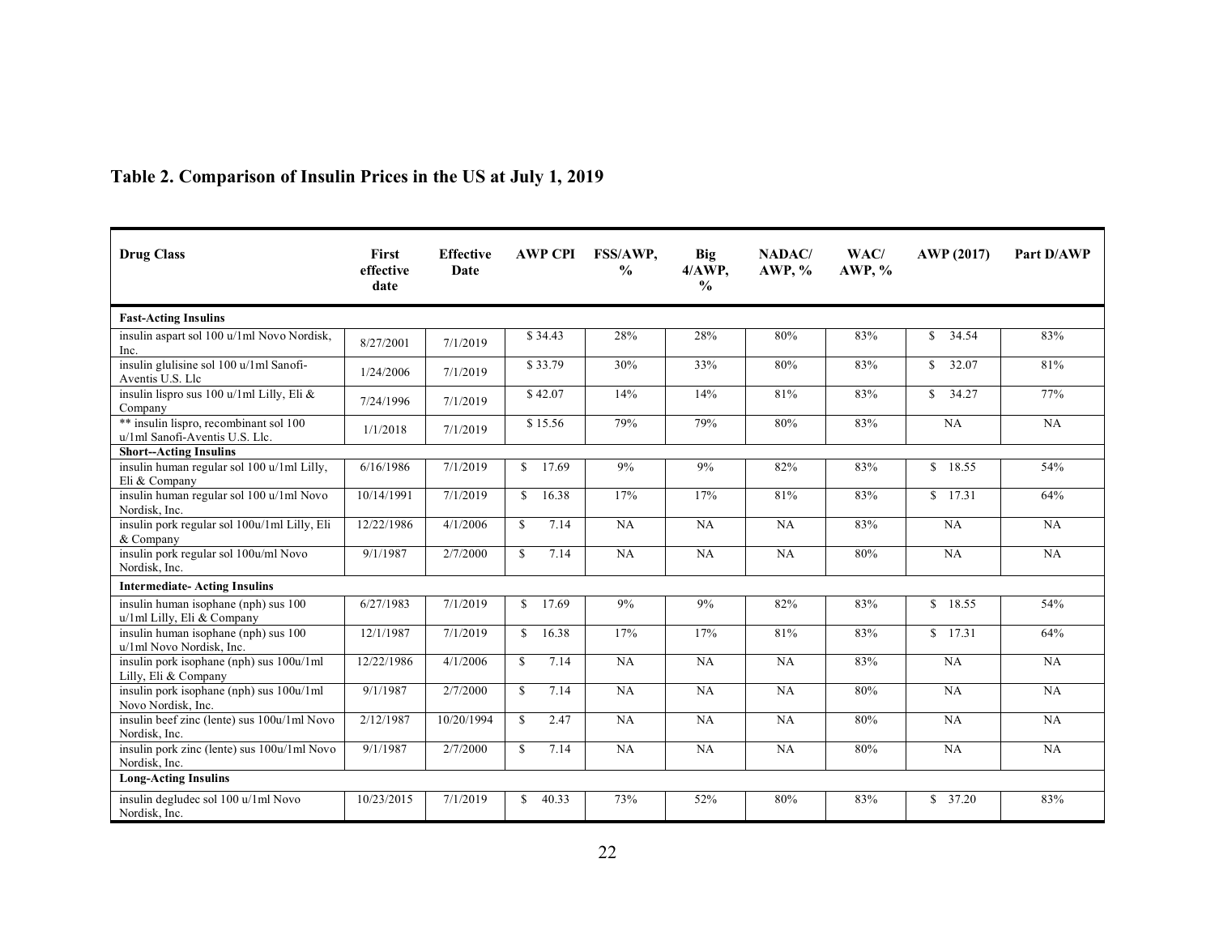## Table 2. Comparison of Insulin Prices in the US at July 1, 2019

| Drug Class | First effective date | Effective Date | AWP CPI | FSS/AWP, % | Big 4/AWP, % | NADAC/ AWP, % | WAC/ AWP, % | AWP (2017) | Part D/AWP |
|---|---|---|---|---|---|---|---|---|---|
| **Fast-Acting Insulins** | | | | | | | | | |
| insulin aspart sol 100 u/1ml Novo Nordisk, Inc. | 8/27/2001 | 7/1/2019 | $ 34.43 | 28% | 28% | 80% | 83% | $ 34.54 | 83% |
| insulin glulisine sol 100 u/1ml Sanofi-Aventis U.S. Llc | 1/24/2006 | 7/1/2019 | $ 33.79 | 30% | 33% | 80% | 83% | $ 32.07 | 81% |
| insulin lispro sus 100 u/1ml Lilly, Eli & Company | 7/24/1996 | 7/1/2019 | $ 42.07 | 14% | 14% | 81% | 83% | $ 34.27 | 77% |
| ** insulin lispro, recombinant sol 100 u/1ml Sanofi-Aventis U.S. Llc. | 1/1/2018 | 7/1/2019 | $ 15.56 | 79% | 79% | 80% | 83% | NA | NA |
| **Short--Acting Insulins** | | | | | | | | | |
| insulin human regular sol 100 u/1ml Lilly, Eli & Company | 6/16/1986 | 7/1/2019 | $ 17.69 | 9% | 9% | 82% | 83% | $ 18.55 | 54% |
| insulin human regular sol 100 u/1ml Novo Nordisk, Inc. | 10/14/1991 | 7/1/2019 | $ 16.38 | 17% | 17% | 81% | 83% | $ 17.31 | 64% |
| insulin pork regular sol 100u/1ml Lilly, Eli & Company | 12/22/1986 | 4/1/2006 | $ 7.14 | NA | NA | NA | 83% | NA | NA |
| insulin pork regular sol 100u/ml Novo Nordisk, Inc. | 9/1/1987 | 2/7/2000 | $ 7.14 | NA | NA | NA | 80% | NA | NA |
| **Intermediate- Acting Insulins** | | | | | | | | | |
| insulin human isophane (nph) sus 100 u/1ml Lilly, Eli & Company | 6/27/1983 | 7/1/2019 | $ 17.69 | 9% | 9% | 82% | 83% | $ 18.55 | 54% |
| insulin human isophane (nph) sus 100 u/1ml Novo Nordisk, Inc. | 12/1/1987 | 7/1/2019 | $ 16.38 | 17% | 17% | 81% | 83% | $ 17.31 | 64% |
| insulin pork isophane (nph) sus 100u/1ml Lilly, Eli & Company | 12/22/1986 | 4/1/2006 | $ 7.14 | NA | NA | NA | 83% | NA | NA |
| insulin pork isophane (nph) sus 100u/1ml Novo Nordisk, Inc. | 9/1/1987 | 2/7/2000 | $ 7.14 | NA | NA | NA | 80% | NA | NA |
| insulin beef zinc (lente) sus 100u/1ml Novo Nordisk, Inc. | 2/12/1987 | 10/20/1994 | $ 2.47 | NA | NA | NA | 80% | NA | NA |
| insulin pork zinc (lente) sus 100u/1ml Novo Nordisk, Inc. | 9/1/1987 | 2/7/2000 | $ 7.14 | NA | NA | NA | 80% | NA | NA |
| **Long-Acting Insulins** | | | | | | | | | |
| insulin degludec sol 100 u/1ml Novo Nordisk, Inc. | 10/23/2015 | 7/1/2019 | $ 40.33 | 73% | 52% | 80% | 83% | $ 37.20 | 83% |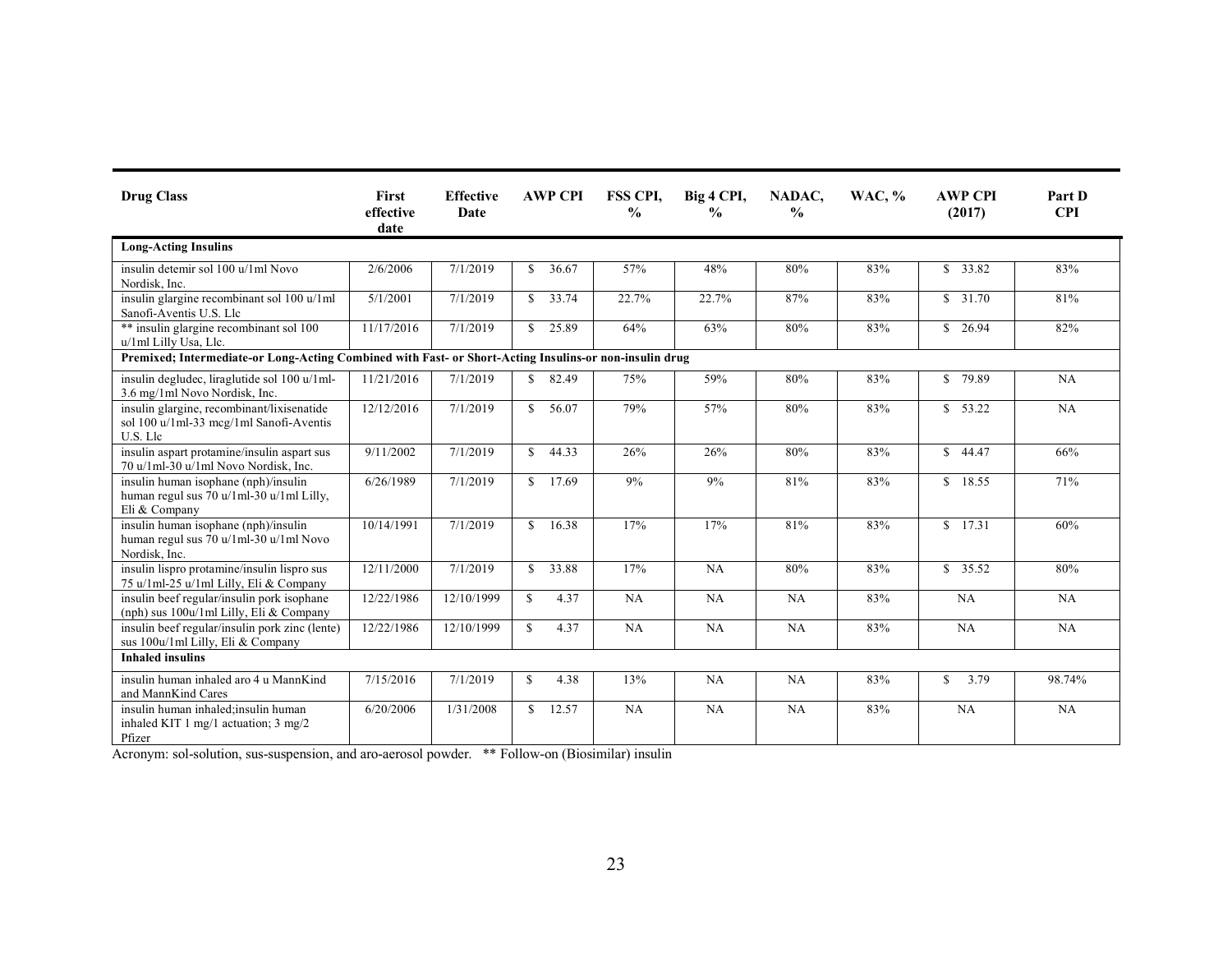| Drug Class | First effective date | Effective Date | AWP CPI | FSS CPI, % | Big 4 CPI, % | NADAC, % | WAC, % | AWP CPI (2017) | Part D CPI |
|---|---|---|---|---|---|---|---|---|---|
| **Long-Acting Insulins** | | | | | | | | | |
| insulin detemir sol 100 u/1ml Novo Nordisk, Inc. | 2/6/2006 | 7/1/2019 | $ 36.67 | 57% | 48% | 80% | 83% | $ 33.82 | 83% |
| insulin glargine recombinant sol 100 u/1ml Sanofi-Aventis U.S. Llc | 5/1/2001 | 7/1/2019 | $ 33.74 | 22.7% | 22.7% | 87% | 83% | $ 31.70 | 81% |
| ** insulin glargine recombinant sol 100 u/1ml Lilly Usa, Llc. | 11/17/2016 | 7/1/2019 | $ 25.89 | 64% | 63% | 80% | 83% | $ 26.94 | 82% |
| **Premixed; Intermediate-or Long-Acting Combined with Fast- or Short-Acting Insulins-or non-insulin drug** | | | | | | | | | |
| insulin degludec, liraglutide sol 100 u/1ml-3.6 mg/1ml Novo Nordisk, Inc. | 11/21/2016 | 7/1/2019 | $ 82.49 | 75% | 59% | 80% | 83% | $ 79.89 | NA |
| insulin glargine, recombinant/lixisenatide sol 100 u/1ml-33 mcg/1ml Sanofi-Aventis U.S. Llc | 12/12/2016 | 7/1/2019 | $ 56.07 | 79% | 57% | 80% | 83% | $ 53.22 | NA |
| insulin aspart protamine/insulin aspart sus 70 u/1ml-30 u/1ml Novo Nordisk, Inc. | 9/11/2002 | 7/1/2019 | $ 44.33 | 26% | 26% | 80% | 83% | $ 44.47 | 66% |
| insulin human isophane (nph)/insulin human regul sus 70 u/1ml-30 u/1ml Lilly, Eli & Company | 6/26/1989 | 7/1/2019 | $ 17.69 | 9% | 9% | 81% | 83% | $ 18.55 | 71% |
| insulin human isophane (nph)/insulin human regul sus 70 u/1ml-30 u/1ml Novo Nordisk, Inc. | 10/14/1991 | 7/1/2019 | $ 16.38 | 17% | 17% | 81% | 83% | $ 17.31 | 60% |
| insulin lispro protamine/insulin lispro sus 75 u/1ml-25 u/1ml Lilly, Eli & Company | 12/11/2000 | 7/1/2019 | $ 33.88 | 17% | NA | 80% | 83% | $ 35.52 | 80% |
| insulin beef regular/insulin pork isophane (nph) sus 100u/1ml Lilly, Eli & Company | 12/22/1986 | 12/10/1999 | $ 4.37 | NA | NA | NA | 83% | NA | NA |
| insulin beef regular/insulin pork zinc (lente) sus 100u/1ml Lilly, Eli & Company | 12/22/1986 | 12/10/1999 | $ 4.37 | NA | NA | NA | 83% | NA | NA |
| **Inhaled insulins** | | | | | | | | | |
| insulin human inhaled aro 4 u MannKind and MannKind Cares | 7/15/2016 | 7/1/2019 | $ 4.38 | 13% | NA | NA | 83% | $ 3.79 | 98.74% |
| insulin human inhaled;insulin human inhaled KIT 1 mg/1 actuation; 3 mg/2 Pfizer | 6/20/2006 | 1/31/2008 | $ 12.57 | NA | NA | NA | 83% | NA | NA |

Acronym: sol-solution, sus-suspension, and aro-aerosol powder. ** Follow-on (Biosimilar) insulin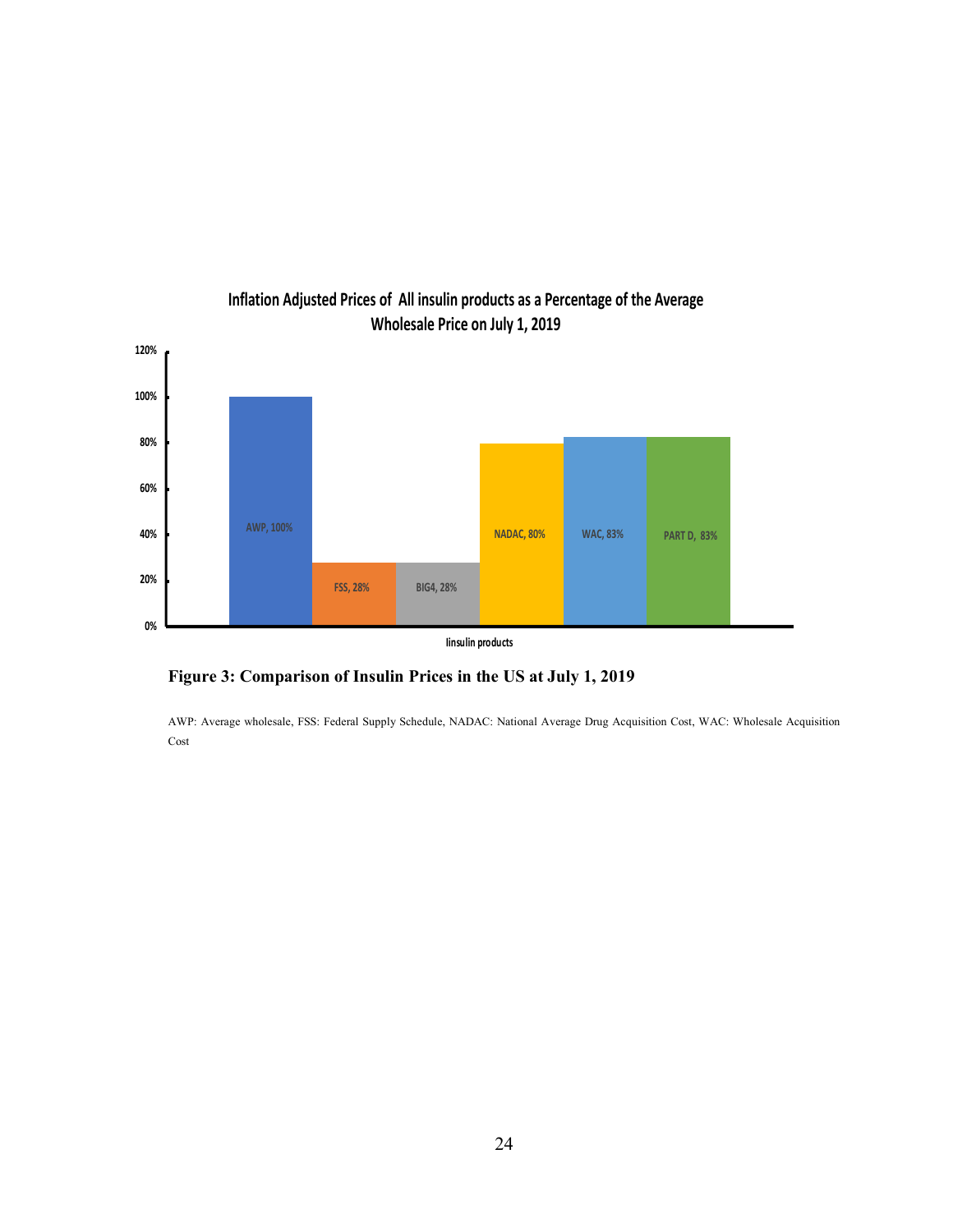**Inflation Adjusted Prices of All insulin products as a Percentage of the Average Wholesale Price on July 1, 2019**

| Iinsulin products | Percentage |
| --- | --- |
| AWP | 100% |
| FSS | 28% |
| BIG4 | 28% |
| NADAC | 80% |
| WAC | 83% |
| PART D | 83% |

**Figure 3: Comparison of Insulin Prices in the US at July 1, 2019**

AWP: Average wholesale, FSS: Federal Supply Schedule, NADAC: National Average Drug Acquisition Cost, WAC: Wholesale Acquisition Cost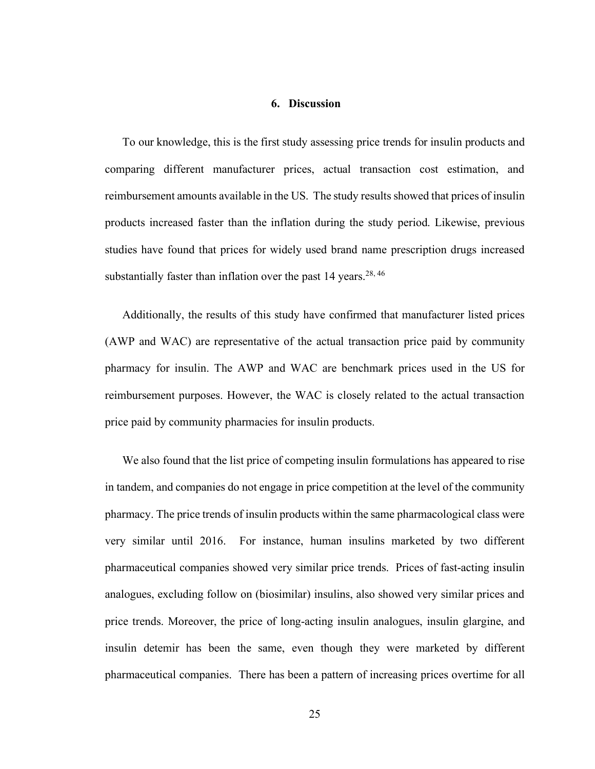## 6. Discussion

To our knowledge, this is the first study assessing price trends for insulin products and comparing different manufacturer prices, actual transaction cost estimation, and reimbursement amounts available in the US. The study results showed that prices of insulin products increased faster than the inflation during the study period. Likewise, previous studies have found that prices for widely used brand name prescription drugs increased substantially faster than inflation over the past 14 years.[28, 46]

Additionally, the results of this study have confirmed that manufacturer listed prices (AWP and WAC) are representative of the actual transaction price paid by community pharmacy for insulin. The AWP and WAC are benchmark prices used in the US for reimbursement purposes. However, the WAC is closely related to the actual transaction price paid by community pharmacies for insulin products.

We also found that the list price of competing insulin formulations has appeared to rise in tandem, and companies do not engage in price competition at the level of the community pharmacy. The price trends of insulin products within the same pharmacological class were very similar until 2016. For instance, human insulins marketed by two different pharmaceutical companies showed very similar price trends. Prices of fast-acting insulin analogues, excluding follow on (biosimilar) insulins, also showed very similar prices and price trends. Moreover, the price of long-acting insulin analogues, insulin glargine, and insulin detemir has been the same, even though they were marketed by different pharmaceutical companies. There has been a pattern of increasing prices overtime for all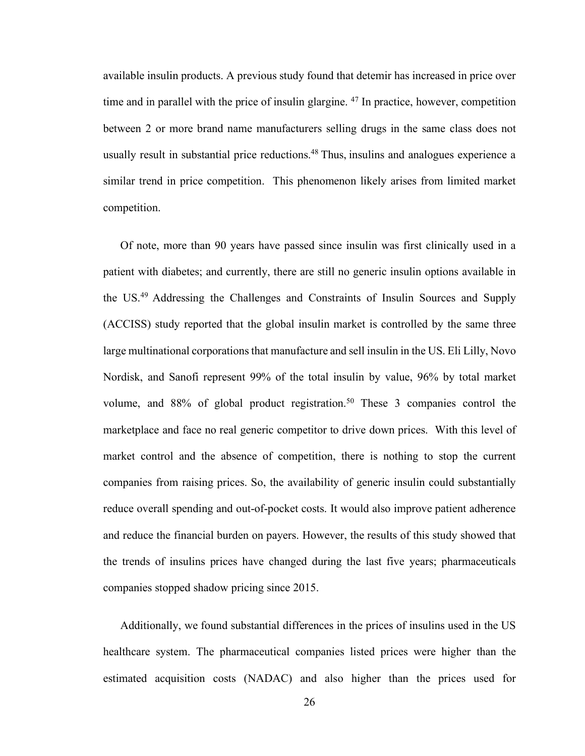available insulin products. A previous study found that detemir has increased in price over time and in parallel with the price of insulin glargine. [47] In practice, however, competition between 2 or more brand name manufacturers selling drugs in the same class does not usually result in substantial price reductions.[48] Thus, insulins and analogues experience a similar trend in price competition. This phenomenon likely arises from limited market competition.

Of note, more than 90 years have passed since insulin was first clinically used in a patient with diabetes; and currently, there are still no generic insulin options available in the US.[49] Addressing the Challenges and Constraints of Insulin Sources and Supply (ACCISS) study reported that the global insulin market is controlled by the same three large multinational corporations that manufacture and sell insulin in the US. Eli Lilly, Novo Nordisk, and Sanofi represent 99% of the total insulin by value, 96% by total market volume, and 88% of global product registration.[50] These 3 companies control the marketplace and face no real generic competitor to drive down prices. With this level of market control and the absence of competition, there is nothing to stop the current companies from raising prices. So, the availability of generic insulin could substantially reduce overall spending and out-of-pocket costs. It would also improve patient adherence and reduce the financial burden on payers. However, the results of this study showed that the trends of insulins prices have changed during the last five years; pharmaceuticals companies stopped shadow pricing since 2015.

Additionally, we found substantial differences in the prices of insulins used in the US healthcare system. The pharmaceutical companies listed prices were higher than the estimated acquisition costs (NADAC) and also higher than the prices used for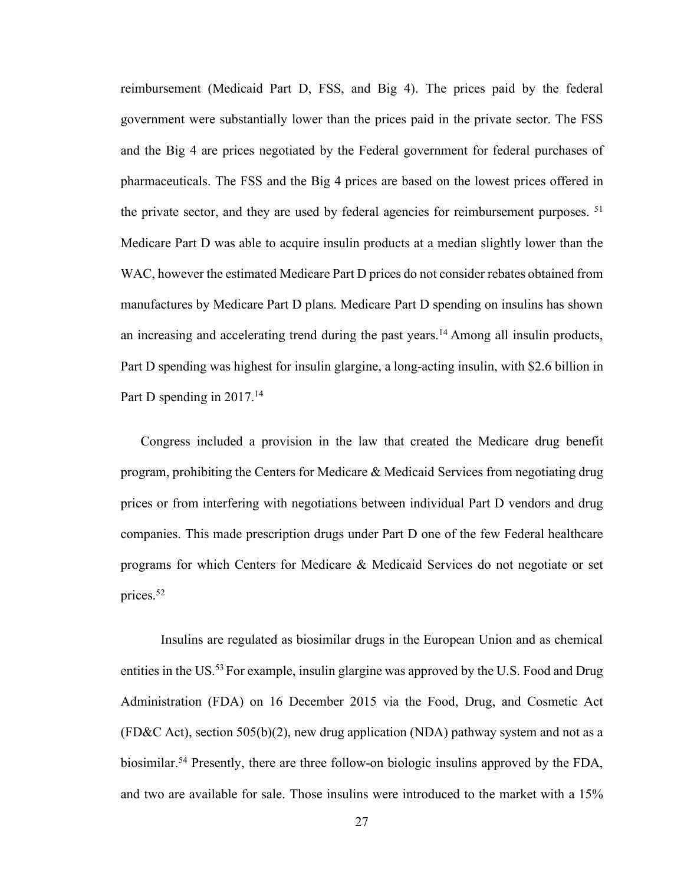reimbursement (Medicaid Part D, FSS, and Big 4). The prices paid by the federal government were substantially lower than the prices paid in the private sector. The FSS and the Big 4 are prices negotiated by the Federal government for federal purchases of pharmaceuticals. The FSS and the Big 4 prices are based on the lowest prices offered in the private sector, and they are used by federal agencies for reimbursement purposes. [51] Medicare Part D was able to acquire insulin products at a median slightly lower than the WAC, however the estimated Medicare Part D prices do not consider rebates obtained from manufactures by Medicare Part D plans. Medicare Part D spending on insulins has shown an increasing and accelerating trend during the past years.[14] Among all insulin products, Part D spending was highest for insulin glargine, a long-acting insulin, with $2.6 billion in Part D spending in 2017.[14]

Congress included a provision in the law that created the Medicare drug benefit program, prohibiting the Centers for Medicare & Medicaid Services from negotiating drug prices or from interfering with negotiations between individual Part D vendors and drug companies. This made prescription drugs under Part D one of the few Federal healthcare programs for which Centers for Medicare & Medicaid Services do not negotiate or set prices.[52]

Insulins are regulated as biosimilar drugs in the European Union and as chemical entities in the US.[53] For example, insulin glargine was approved by the U.S. Food and Drug Administration (FDA) on 16 December 2015 via the Food, Drug, and Cosmetic Act (FD&C Act), section 505(b)(2), new drug application (NDA) pathway system and not as a biosimilar.[54] Presently, there are three follow-on biologic insulins approved by the FDA, and two are available for sale. Those insulins were introduced to the market with a 15%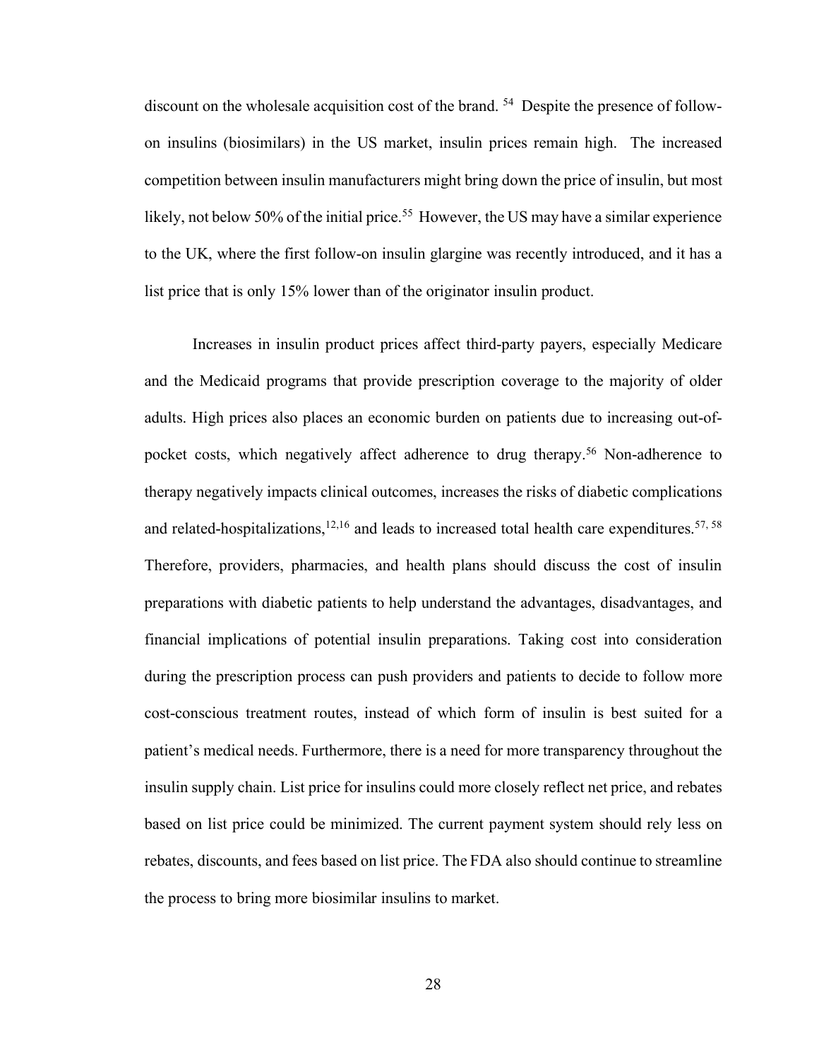discount on the wholesale acquisition cost of the brand. [54] Despite the presence of follow-on insulins (biosimilars) in the US market, insulin prices remain high. The increased competition between insulin manufacturers might bring down the price of insulin, but most likely, not below 50% of the initial price.[55] However, the US may have a similar experience to the UK, where the first follow-on insulin glargine was recently introduced, and it has a list price that is only 15% lower than of the originator insulin product.

Increases in insulin product prices affect third-party payers, especially Medicare and the Medicaid programs that provide prescription coverage to the majority of older adults. High prices also places an economic burden on patients due to increasing out-of-pocket costs, which negatively affect adherence to drug therapy.[56] Non-adherence to therapy negatively impacts clinical outcomes, increases the risks of diabetic complications and related-hospitalizations,[12,16] and leads to increased total health care expenditures.[57, 58] Therefore, providers, pharmacies, and health plans should discuss the cost of insulin preparations with diabetic patients to help understand the advantages, disadvantages, and financial implications of potential insulin preparations. Taking cost into consideration during the prescription process can push providers and patients to decide to follow more cost-conscious treatment routes, instead of which form of insulin is best suited for a patient's medical needs. Furthermore, there is a need for more transparency throughout the insulin supply chain. List price for insulins could more closely reflect net price, and rebates based on list price could be minimized. The current payment system should rely less on rebates, discounts, and fees based on list price. The FDA also should continue to streamline the process to bring more biosimilar insulins to market.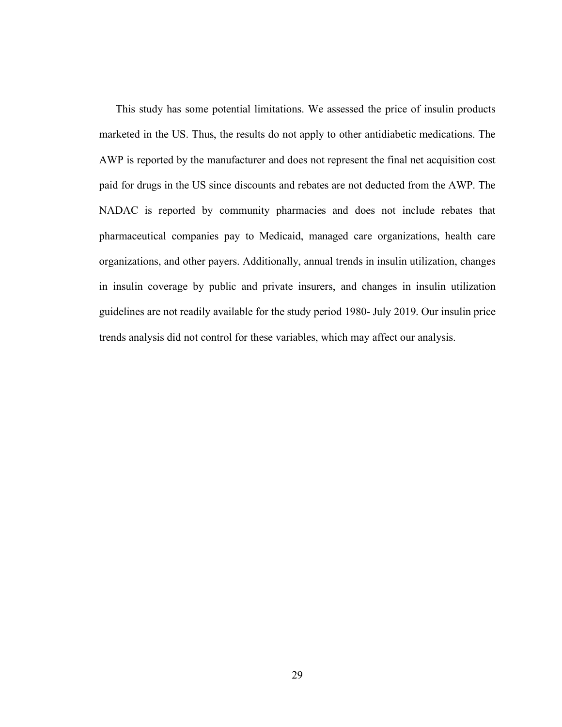This study has some potential limitations. We assessed the price of insulin products marketed in the US. Thus, the results do not apply to other antidiabetic medications. The AWP is reported by the manufacturer and does not represent the final net acquisition cost paid for drugs in the US since discounts and rebates are not deducted from the AWP. The NADAC is reported by community pharmacies and does not include rebates that pharmaceutical companies pay to Medicaid, managed care organizations, health care organizations, and other payers. Additionally, annual trends in insulin utilization, changes in insulin coverage by public and private insurers, and changes in insulin utilization guidelines are not readily available for the study period 1980- July 2019. Our insulin price trends analysis did not control for these variables, which may affect our analysis.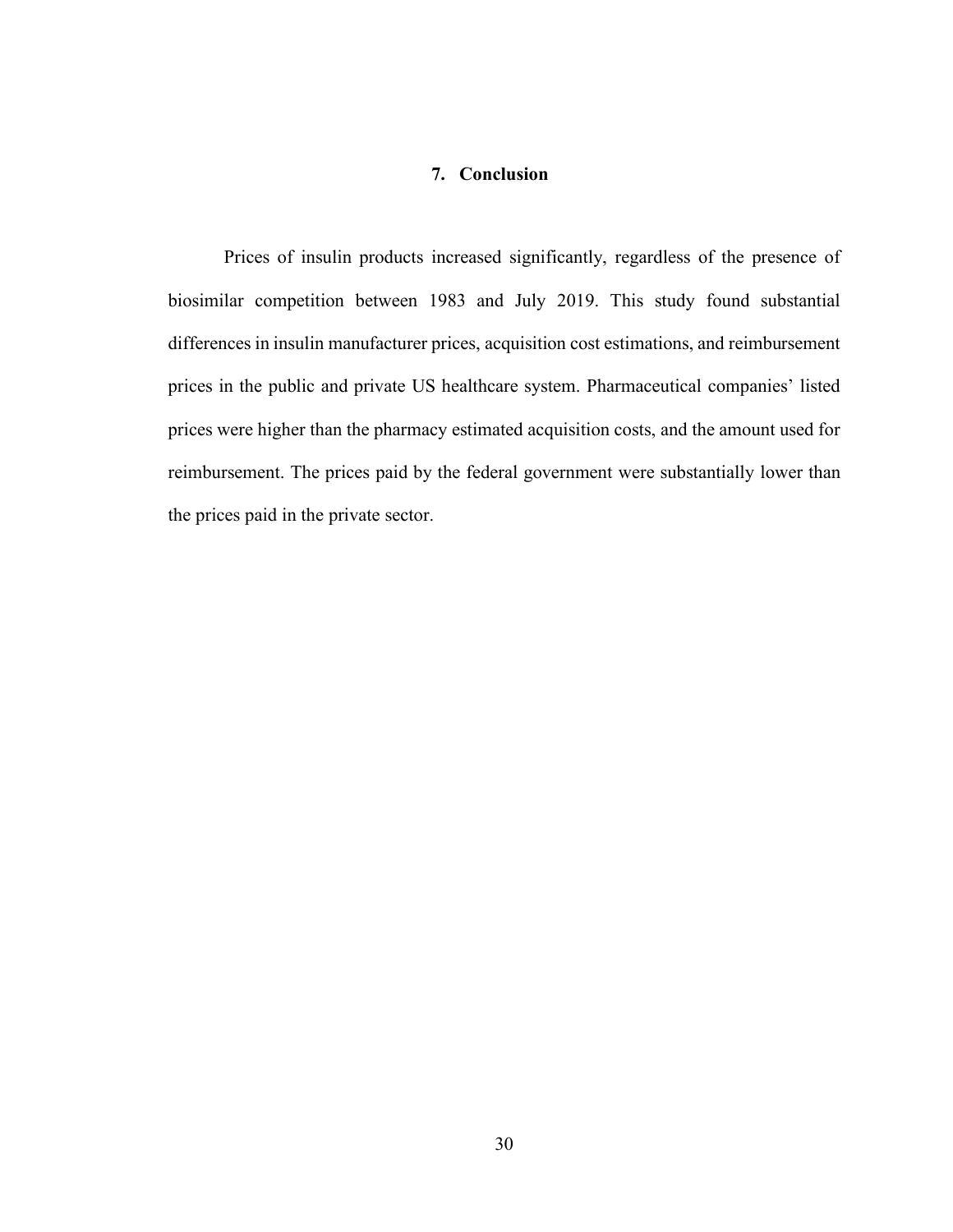## 7. Conclusion

Prices of insulin products increased significantly, regardless of the presence of biosimilar competition between 1983 and July 2019. This study found substantial differences in insulin manufacturer prices, acquisition cost estimations, and reimbursement prices in the public and private US healthcare system. Pharmaceutical companies' listed prices were higher than the pharmacy estimated acquisition costs, and the amount used for reimbursement. The prices paid by the federal government were substantially lower than the prices paid in the private sector.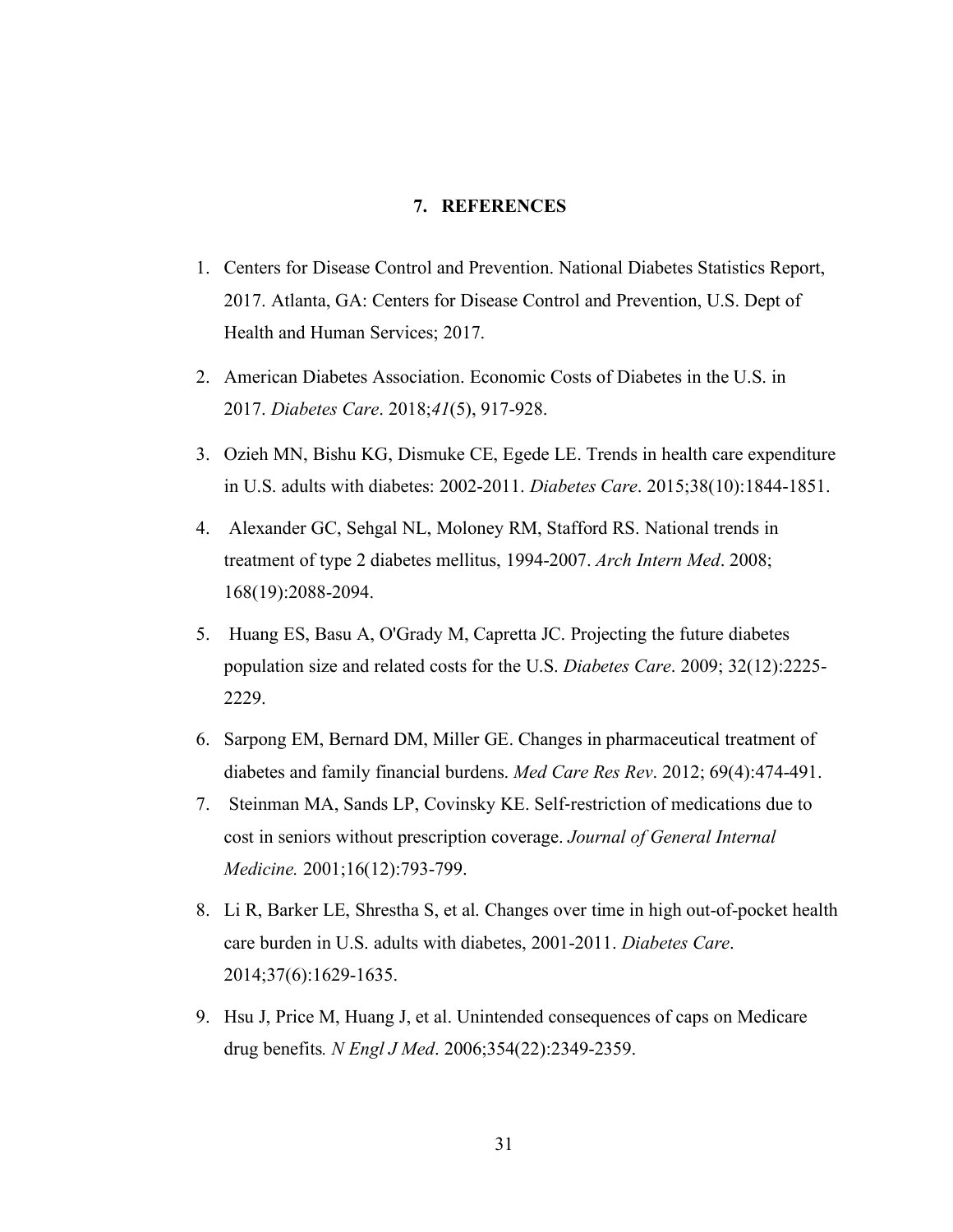## 7. REFERENCES

1. Centers for Disease Control and Prevention. National Diabetes Statistics Report, 2017. Atlanta, GA: Centers for Disease Control and Prevention, U.S. Dept of Health and Human Services; 2017.
2. American Diabetes Association. Economic Costs of Diabetes in the U.S. in 2017. *Diabetes Care*. 2018;*41*(5), 917-928.
3. Ozieh MN, Bishu KG, Dismuke CE, Egede LE. Trends in health care expenditure in U.S. adults with diabetes: 2002-2011. *Diabetes Care*. 2015;38(10):1844-1851.
4. Alexander GC, Sehgal NL, Moloney RM, Stafford RS. National trends in treatment of type 2 diabetes mellitus, 1994-2007. *Arch Intern Med*. 2008; 168(19):2088-2094.
5. Huang ES, Basu A, O'Grady M, Capretta JC. Projecting the future diabetes population size and related costs for the U.S. *Diabetes Care*. 2009; 32(12):2225-2229.
6. Sarpong EM, Bernard DM, Miller GE. Changes in pharmaceutical treatment of diabetes and family financial burdens. *Med Care Res Rev*. 2012; 69(4):474-491.
7. Steinman MA, Sands LP, Covinsky KE. Self-restriction of medications due to cost in seniors without prescription coverage. *Journal of General Internal Medicine.* 2001;16(12):793-799.
8. Li R, Barker LE, Shrestha S, et al. Changes over time in high out-of-pocket health care burden in U.S. adults with diabetes, 2001-2011. *Diabetes Care*. 2014;37(6):1629-1635.
9. Hsu J, Price M, Huang J, et al. Unintended consequences of caps on Medicare drug benefits*. N Engl J Med*. 2006;354(22):2349-2359.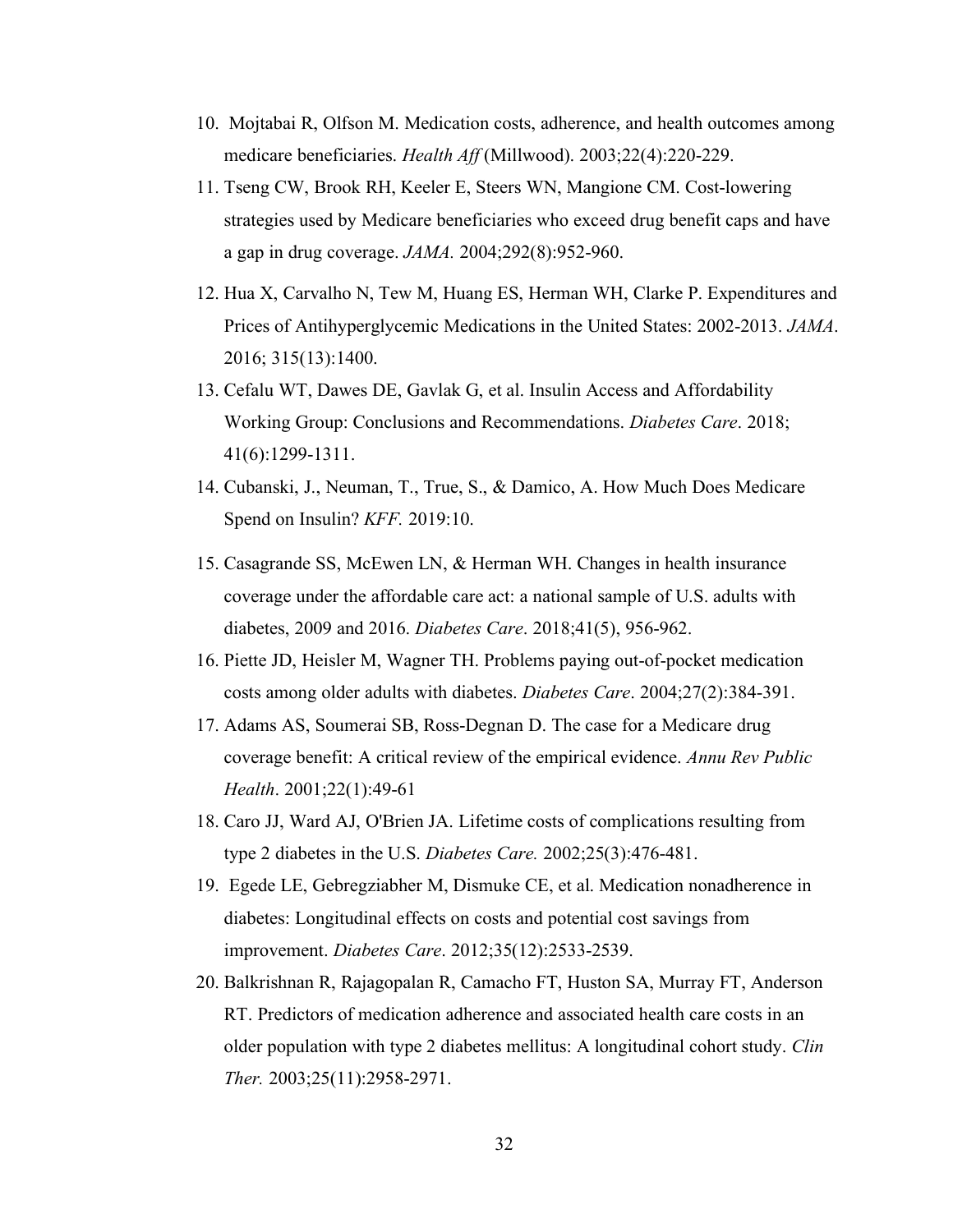10. Mojtabai R, Olfson M. Medication costs, adherence, and health outcomes among medicare beneficiaries. *Health Aff* (Millwood). 2003;22(4):220-229.
11. Tseng CW, Brook RH, Keeler E, Steers WN, Mangione CM. Cost-lowering strategies used by Medicare beneficiaries who exceed drug benefit caps and have a gap in drug coverage. *JAMA.* 2004;292(8):952-960.
12. Hua X, Carvalho N, Tew M, Huang ES, Herman WH, Clarke P. Expenditures and Prices of Antihyperglycemic Medications in the United States: 2002-2013. *JAMA*. 2016; 315(13):1400.
13. Cefalu WT, Dawes DE, Gavlak G, et al. Insulin Access and Affordability Working Group: Conclusions and Recommendations. *Diabetes Care*. 2018; 41(6):1299-1311.
14. Cubanski, J., Neuman, T., True, S., & Damico, A. How Much Does Medicare Spend on Insulin? *KFF.* 2019:10.
15. Casagrande SS, McEwen LN, & Herman WH. Changes in health insurance coverage under the affordable care act: a national sample of U.S. adults with diabetes, 2009 and 2016. *Diabetes Care*. 2018;41(5), 956-962.
16. Piette JD, Heisler M, Wagner TH. Problems paying out-of-pocket medication costs among older adults with diabetes. *Diabetes Care*. 2004;27(2):384-391.
17. Adams AS, Soumerai SB, Ross-Degnan D. The case for a Medicare drug coverage benefit: A critical review of the empirical evidence. *Annu Rev Public Health*. 2001;22(1):49-61
18. Caro JJ, Ward AJ, O'Brien JA. Lifetime costs of complications resulting from type 2 diabetes in the U.S. *Diabetes Care.* 2002;25(3):476-481.
19. Egede LE, Gebregziabher M, Dismuke CE, et al. Medication nonadherence in diabetes: Longitudinal effects on costs and potential cost savings from improvement. *Diabetes Care*. 2012;35(12):2533-2539.
20. Balkrishnan R, Rajagopalan R, Camacho FT, Huston SA, Murray FT, Anderson RT. Predictors of medication adherence and associated health care costs in an older population with type 2 diabetes mellitus: A longitudinal cohort study. *Clin Ther.* 2003;25(11):2958-2971.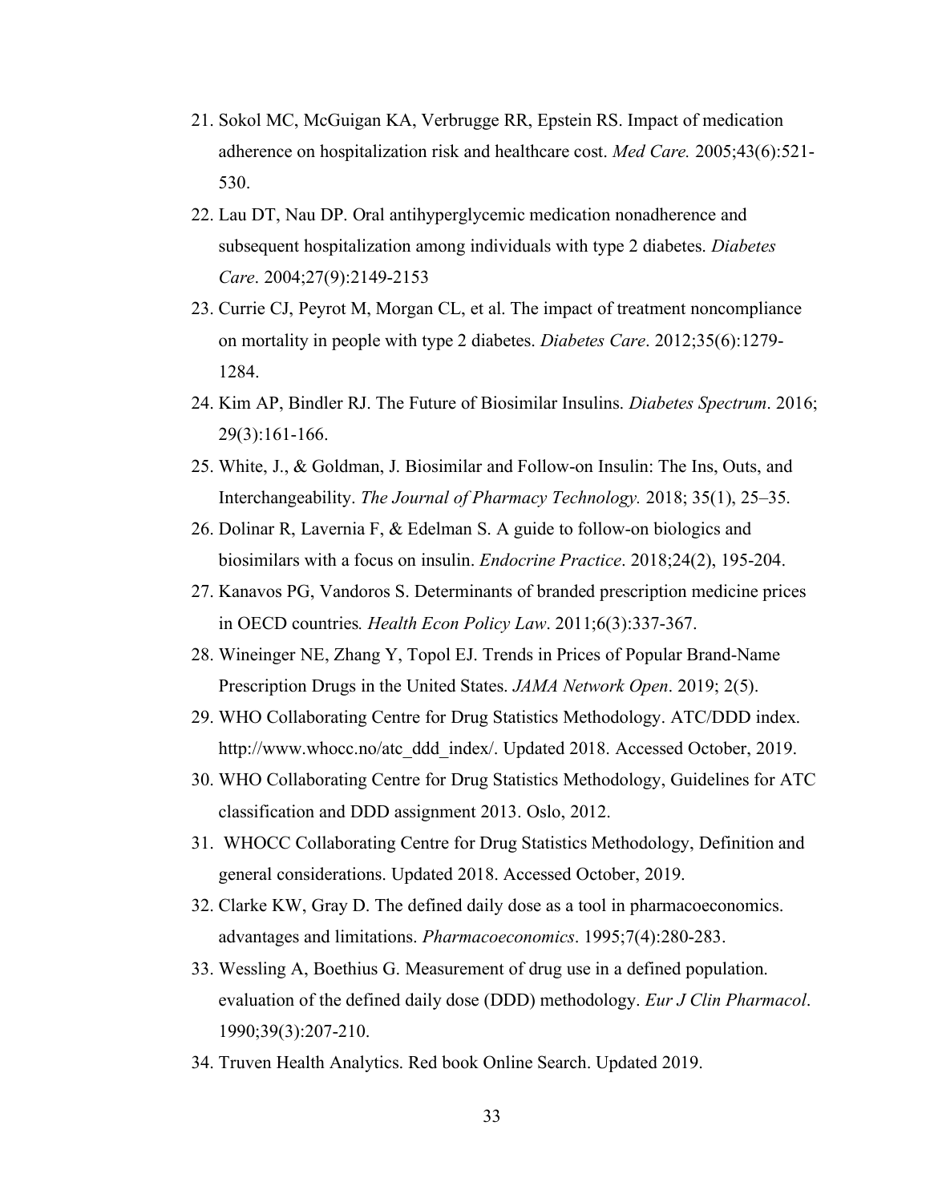21. Sokol MC, McGuigan KA, Verbrugge RR, Epstein RS. Impact of medication adherence on hospitalization risk and healthcare cost. *Med Care.* 2005;43(6):521-530.
22. Lau DT, Nau DP. Oral antihyperglycemic medication nonadherence and subsequent hospitalization among individuals with type 2 diabetes. *Diabetes Care*. 2004;27(9):2149-2153
23. Currie CJ, Peyrot M, Morgan CL, et al. The impact of treatment noncompliance on mortality in people with type 2 diabetes. *Diabetes Care*. 2012;35(6):1279-1284.
24. Kim AP, Bindler RJ. The Future of Biosimilar Insulins. *Diabetes Spectrum*. 2016; 29(3):161-166.
25. White, J., & Goldman, J. Biosimilar and Follow-on Insulin: The Ins, Outs, and Interchangeability. *The Journal of Pharmacy Technology.* 2018; 35(1), 25–35.
26. Dolinar R, Lavernia F, & Edelman S. A guide to follow-on biologics and biosimilars with a focus on insulin. *Endocrine Practice*. 2018;24(2), 195-204.
27. Kanavos PG, Vandoros S. Determinants of branded prescription medicine prices in OECD countries*. Health Econ Policy Law*. 2011;6(3):337-367.
28. Wineinger NE, Zhang Y, Topol EJ. Trends in Prices of Popular Brand-Name Prescription Drugs in the United States. *JAMA Network Open*. 2019; 2(5).
29. WHO Collaborating Centre for Drug Statistics Methodology. ATC/DDD index. http://www.whocc.no/atc_ddd_index/. Updated 2018. Accessed October, 2019.
30. WHO Collaborating Centre for Drug Statistics Methodology, Guidelines for ATC classification and DDD assignment 2013. Oslo, 2012.
31. WHOCC Collaborating Centre for Drug Statistics Methodology, Definition and general considerations. Updated 2018. Accessed October, 2019.
32. Clarke KW, Gray D. The defined daily dose as a tool in pharmacoeconomics. advantages and limitations. *Pharmacoeconomics*. 1995;7(4):280-283.
33. Wessling A, Boethius G. Measurement of drug use in a defined population. evaluation of the defined daily dose (DDD) methodology. *Eur J Clin Pharmacol*. 1990;39(3):207-210.
34. Truven Health Analytics. Red book Online Search. Updated 2019.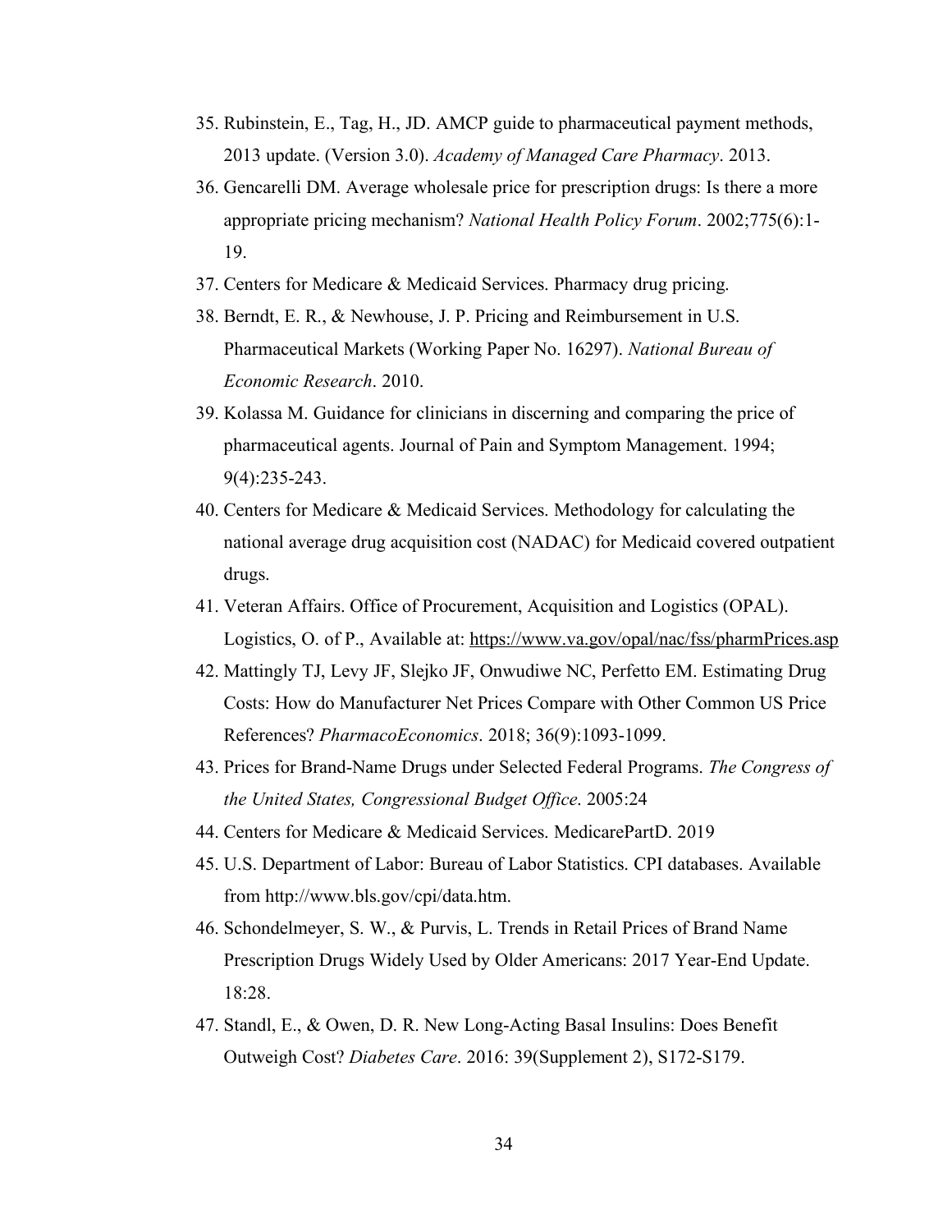35. Rubinstein, E., Tag, H., JD. AMCP guide to pharmaceutical payment methods, 2013 update. (Version 3.0). *Academy of Managed Care Pharmacy*. 2013.
36. Gencarelli DM. Average wholesale price for prescription drugs: Is there a more appropriate pricing mechanism? *National Health Policy Forum*. 2002;775(6):1-19.
37. Centers for Medicare & Medicaid Services. Pharmacy drug pricing.
38. Berndt, E. R., & Newhouse, J. P. Pricing and Reimbursement in U.S. Pharmaceutical Markets (Working Paper No. 16297). *National Bureau of Economic Research*. 2010.
39. Kolassa M. Guidance for clinicians in discerning and comparing the price of pharmaceutical agents. Journal of Pain and Symptom Management. 1994; 9(4):235-243.
40. Centers for Medicare & Medicaid Services. Methodology for calculating the national average drug acquisition cost (NADAC) for Medicaid covered outpatient drugs.
41. Veteran Affairs. Office of Procurement, Acquisition and Logistics (OPAL). Logistics, O. of P., Available at: https://www.va.gov/opal/nac/fss/pharmPrices.asp
42. Mattingly TJ, Levy JF, Slejko JF, Onwudiwe NC, Perfetto EM. Estimating Drug Costs: How do Manufacturer Net Prices Compare with Other Common US Price References? *PharmacoEconomics*. 2018; 36(9):1093-1099.
43. Prices for Brand-Name Drugs under Selected Federal Programs. *The Congress of the United States, Congressional Budget Office*. 2005:24
44. Centers for Medicare & Medicaid Services. MedicarePartD. 2019
45. U.S. Department of Labor: Bureau of Labor Statistics. CPI databases. Available from http://www.bls.gov/cpi/data.htm.
46. Schondelmeyer, S. W., & Purvis, L. Trends in Retail Prices of Brand Name Prescription Drugs Widely Used by Older Americans: 2017 Year-End Update. 18:28.
47. Standl, E., & Owen, D. R. New Long-Acting Basal Insulins: Does Benefit Outweigh Cost? *Diabetes Care*. 2016: 39(Supplement 2), S172-S179.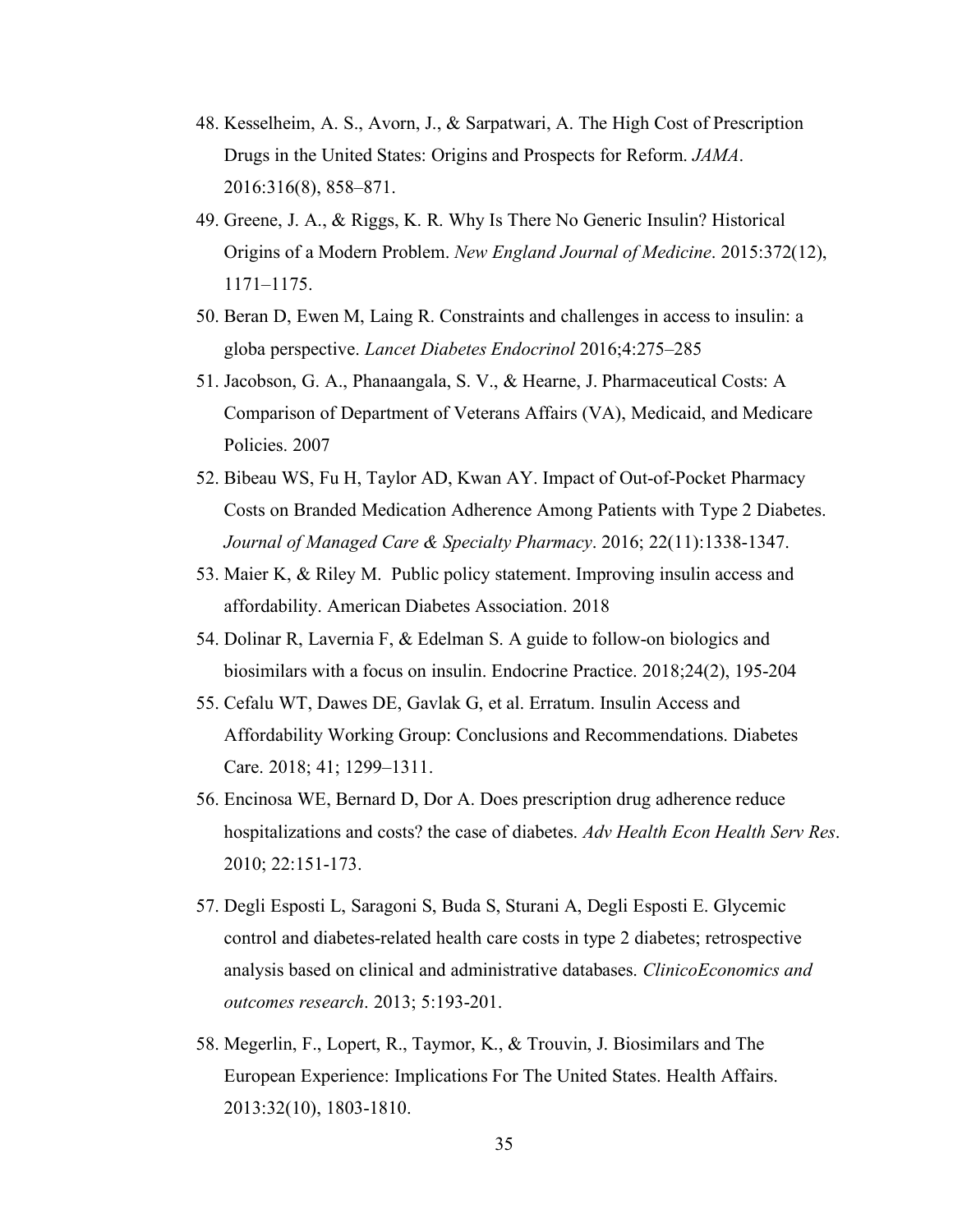48. Kesselheim, A. S., Avorn, J., & Sarpatwari, A. The High Cost of Prescription Drugs in the United States: Origins and Prospects for Reform. *JAMA*. 2016:316(8), 858–871.
49. Greene, J. A., & Riggs, K. R. Why Is There No Generic Insulin? Historical Origins of a Modern Problem. *New England Journal of Medicine*. 2015:372(12), 1171–1175.
50. Beran D, Ewen M, Laing R. Constraints and challenges in access to insulin: a globa perspective. *Lancet Diabetes Endocrinol* 2016;4:275–285
51. Jacobson, G. A., Phanaangala, S. V., & Hearne, J. Pharmaceutical Costs: A Comparison of Department of Veterans Affairs (VA), Medicaid, and Medicare Policies. 2007
52. Bibeau WS, Fu H, Taylor AD, Kwan AY. Impact of Out-of-Pocket Pharmacy Costs on Branded Medication Adherence Among Patients with Type 2 Diabetes. *Journal of Managed Care & Specialty Pharmacy*. 2016; 22(11):1338-1347.
53. Maier K, & Riley M. Public policy statement. Improving insulin access and affordability. American Diabetes Association. 2018
54. Dolinar R, Lavernia F, & Edelman S. A guide to follow-on biologics and biosimilars with a focus on insulin. Endocrine Practice. 2018;24(2), 195-204
55. Cefalu WT, Dawes DE, Gavlak G, et al. Erratum. Insulin Access and Affordability Working Group: Conclusions and Recommendations. Diabetes Care. 2018; 41; 1299–1311.
56. Encinosa WE, Bernard D, Dor A. Does prescription drug adherence reduce hospitalizations and costs? the case of diabetes. *Adv Health Econ Health Serv Res*. 2010; 22:151-173.
57. Degli Esposti L, Saragoni S, Buda S, Sturani A, Degli Esposti E. Glycemic control and diabetes-related health care costs in type 2 diabetes; retrospective analysis based on clinical and administrative databases. *ClinicoEconomics and outcomes research*. 2013; 5:193-201.
58. Megerlin, F., Lopert, R., Taymor, K., & Trouvin, J. Biosimilars and The European Experience: Implications For The United States. Health Affairs. 2013:32(10), 1803-1810.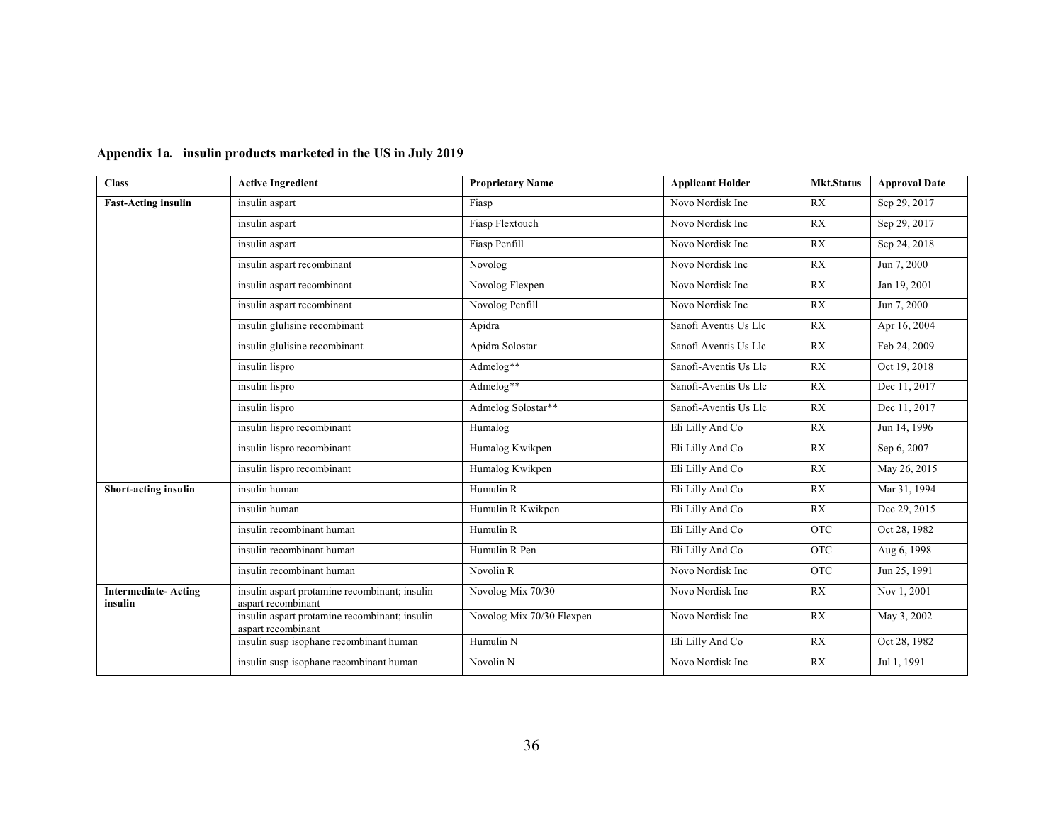## Appendix 1a. insulin products marketed in the US in July 2019

| Class | Active Ingredient | Proprietary Name | Applicant Holder | Mkt.Status | Approval Date |
|---|---|---|---|---|---|
| **Fast-Acting insulin** | insulin aspart | Fiasp | Novo Nordisk Inc | RX | Sep 29, 2017 |
| | insulin aspart | Fiasp Flextouch | Novo Nordisk Inc | RX | Sep 29, 2017 |
| | insulin aspart | Fiasp Penfill | Novo Nordisk Inc | RX | Sep 24, 2018 |
| | insulin aspart recombinant | Novolog | Novo Nordisk Inc | RX | Jun 7, 2000 |
| | insulin aspart recombinant | Novolog Flexpen | Novo Nordisk Inc | RX | Jan 19, 2001 |
| | insulin aspart recombinant | Novolog Penfill | Novo Nordisk Inc | RX | Jun 7, 2000 |
| | insulin glulisine recombinant | Apidra | Sanofi Aventis Us Llc | RX | Apr 16, 2004 |
| | insulin glulisine recombinant | Apidra Solostar | Sanofi Aventis Us Llc | RX | Feb 24, 2009 |
| | insulin lispro | Admelog** | Sanofi-Aventis Us Llc | RX | Oct 19, 2018 |
| | insulin lispro | Admelog** | Sanofi-Aventis Us Llc | RX | Dec 11, 2017 |
| | insulin lispro | Admelog Solostar** | Sanofi-Aventis Us Llc | RX | Dec 11, 2017 |
| | insulin lispro recombinant | Humalog | Eli Lilly And Co | RX | Jun 14, 1996 |
| | insulin lispro recombinant | Humalog Kwikpen | Eli Lilly And Co | RX | Sep 6, 2007 |
| | insulin lispro recombinant | Humalog Kwikpen | Eli Lilly And Co | RX | May 26, 2015 |
| **Short-acting insulin** | insulin human | Humulin R | Eli Lilly And Co | RX | Mar 31, 1994 |
| | insulin human | Humulin R Kwikpen | Eli Lilly And Co | RX | Dec 29, 2015 |
| | insulin recombinant human | Humulin R | Eli Lilly And Co | OTC | Oct 28, 1982 |
| | insulin recombinant human | Humulin R Pen | Eli Lilly And Co | OTC | Aug 6, 1998 |
| | insulin recombinant human | Novolin R | Novo Nordisk Inc | OTC | Jun 25, 1991 |
| **Intermediate- Acting insulin** | insulin aspart protamine recombinant; insulin aspart recombinant | Novolog Mix 70/30 | Novo Nordisk Inc | RX | Nov 1, 2001 |
| | insulin aspart protamine recombinant; insulin aspart recombinant | Novolog Mix 70/30 Flexpen | Novo Nordisk Inc | RX | May 3, 2002 |
| | insulin susp isophane recombinant human | Humulin N | Eli Lilly And Co | RX | Oct 28, 1982 |
| | insulin susp isophane recombinant human | Novolin N | Novo Nordisk Inc | RX | Jul 1, 1991 |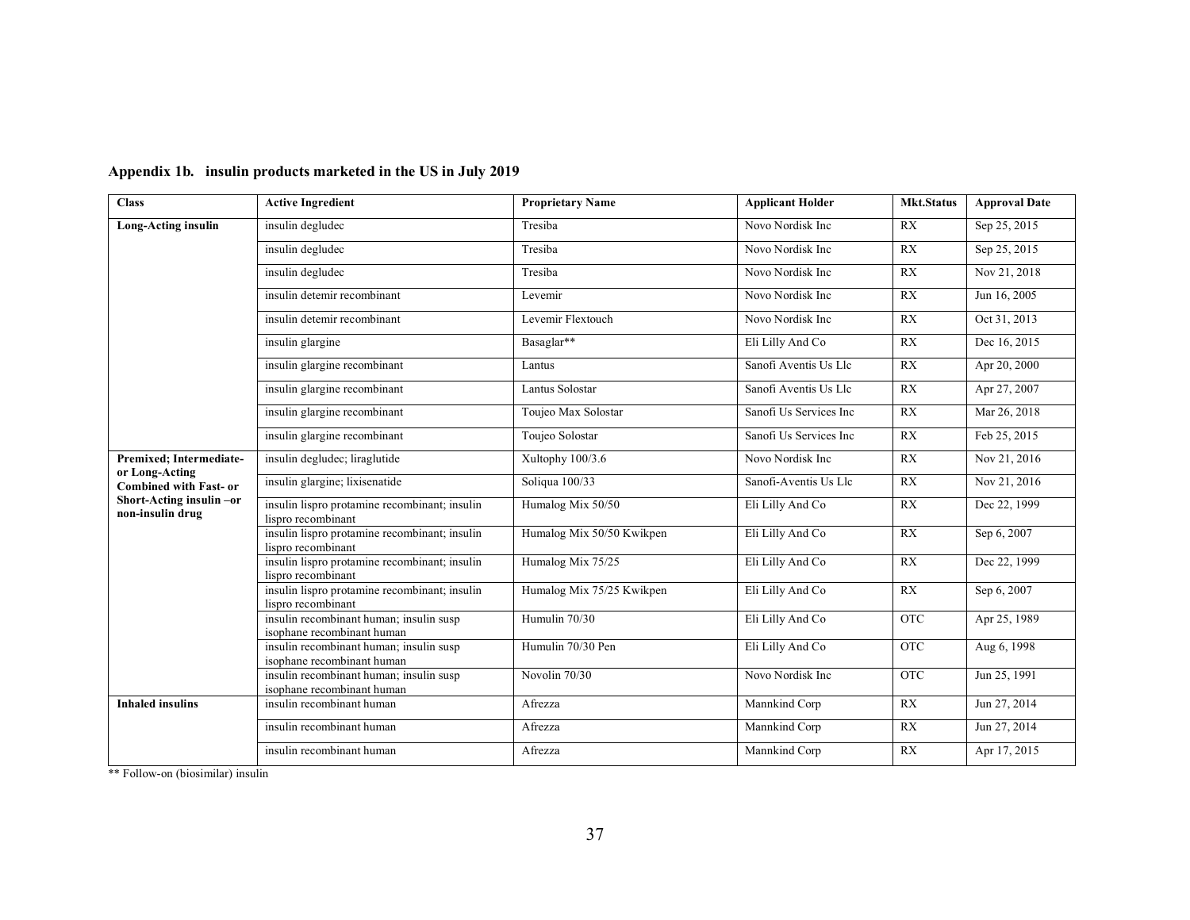## Appendix 1b. insulin products marketed in the US in July 2019

| Class | Active Ingredient | Proprietary Name | Applicant Holder | Mkt.Status | Approval Date |
|---|---|---|---|---|---|
| **Long-Acting insulin** | insulin degludec | Tresiba | Novo Nordisk Inc | RX | Sep 25, 2015 |
| | insulin degludec | Tresiba | Novo Nordisk Inc | RX | Sep 25, 2015 |
| | insulin degludec | Tresiba | Novo Nordisk Inc | RX | Nov 21, 2018 |
| | insulin detemir recombinant | Levemir | Novo Nordisk Inc | RX | Jun 16, 2005 |
| | insulin detemir recombinant | Levemir Flextouch | Novo Nordisk Inc | RX | Oct 31, 2013 |
| | insulin glargine | Basaglar** | Eli Lilly And Co | RX | Dec 16, 2015 |
| | insulin glargine recombinant | Lantus | Sanofi Aventis Us Llc | RX | Apr 20, 2000 |
| | insulin glargine recombinant | Lantus Solostar | Sanofi Aventis Us Llc | RX | Apr 27, 2007 |
| | insulin glargine recombinant | Toujeo Max Solostar | Sanofi Us Services Inc | RX | Mar 26, 2018 |
| | insulin glargine recombinant | Toujeo Solostar | Sanofi Us Services Inc | RX | Feb 25, 2015 |
| **Premixed; Intermediate- or Long-Acting Combined with Fast- or Short-Acting insulin –or non-insulin drug** | insulin degludec; liraglutide | Xultophy 100/3.6 | Novo Nordisk Inc | RX | Nov 21, 2016 |
| | insulin glargine; lixisenatide | Soliqua 100/33 | Sanofi-Aventis Us Llc | RX | Nov 21, 2016 |
| | insulin lispro protamine recombinant; insulin lispro recombinant | Humalog Mix 50/50 | Eli Lilly And Co | RX | Dec 22, 1999 |
| | insulin lispro protamine recombinant; insulin lispro recombinant | Humalog Mix 50/50 Kwikpen | Eli Lilly And Co | RX | Sep 6, 2007 |
| | insulin lispro protamine recombinant; insulin lispro recombinant | Humalog Mix 75/25 | Eli Lilly And Co | RX | Dec 22, 1999 |
| | insulin lispro protamine recombinant; insulin lispro recombinant | Humalog Mix 75/25 Kwikpen | Eli Lilly And Co | RX | Sep 6, 2007 |
| | insulin recombinant human; insulin susp isophane recombinant human | Humulin 70/30 | Eli Lilly And Co | OTC | Apr 25, 1989 |
| | insulin recombinant human; insulin susp isophane recombinant human | Humulin 70/30 Pen | Eli Lilly And Co | OTC | Aug 6, 1998 |
| | insulin recombinant human; insulin susp isophane recombinant human | Novolin 70/30 | Novo Nordisk Inc | OTC | Jun 25, 1991 |
| **Inhaled insulins** | insulin recombinant human | Afrezza | Mannkind Corp | RX | Jun 27, 2014 |
| | insulin recombinant human | Afrezza | Mannkind Corp | RX | Jun 27, 2014 |
| | insulin recombinant human | Afrezza | Mannkind Corp | RX | Apr 17, 2015 |

** Follow-on (biosimilar) insulin